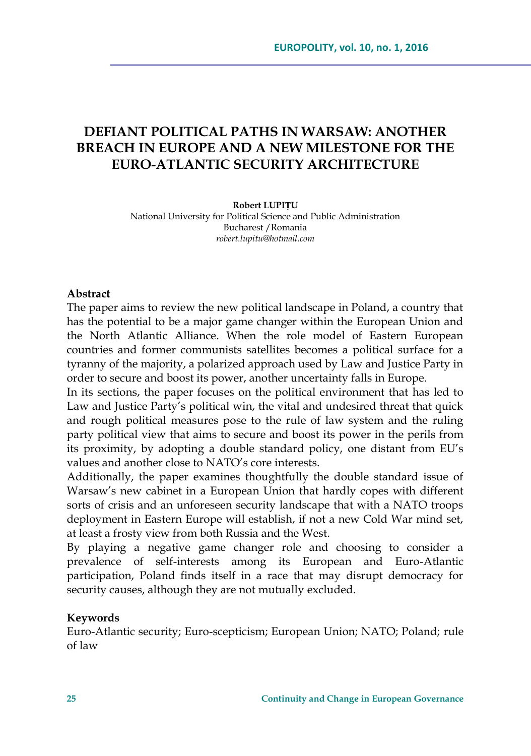# DEFIANT POLITICAL PATHS IN WARSAW: ANOTHER BREACH IN EUROPE AND A NEW MILESTONE FOR THE EURO-ATLANTIC SECURITY ARCHITECTURE

**Robert LUPIȚU**
National University for Political Science and Public Administration
Bucharest /Romania
*robert.lupitu@hotmail.com*

**Abstract**

The paper aims to review the new political landscape in Poland, a country that has the potential to be a major game changer within the European Union and the North Atlantic Alliance. When the role model of Eastern European countries and former communists satellites becomes a political surface for a tyranny of the majority, a polarized approach used by Law and Justice Party in order to secure and boost its power, another uncertainty falls in Europe.

In its sections, the paper focuses on the political environment that has led to Law and Justice Party's political win, the vital and undesired threat that quick and rough political measures pose to the rule of law system and the ruling party political view that aims to secure and boost its power in the perils from its proximity, by adopting a double standard policy, one distant from EU's values and another close to NATO's core interests.

Additionally, the paper examines thoughtfully the double standard issue of Warsaw's new cabinet in a European Union that hardly copes with different sorts of crisis and an unforeseen security landscape that with a NATO troops deployment in Eastern Europe will establish, if not a new Cold War mind set, at least a frosty view from both Russia and the West.

By playing a negative game changer role and choosing to consider a prevalence of self-interests among its European and Euro-Atlantic participation, Poland finds itself in a race that may disrupt democracy for security causes, although they are not mutually excluded.

**Keywords**

Euro-Atlantic security; Euro-scepticism; European Union; NATO; Poland; rule of law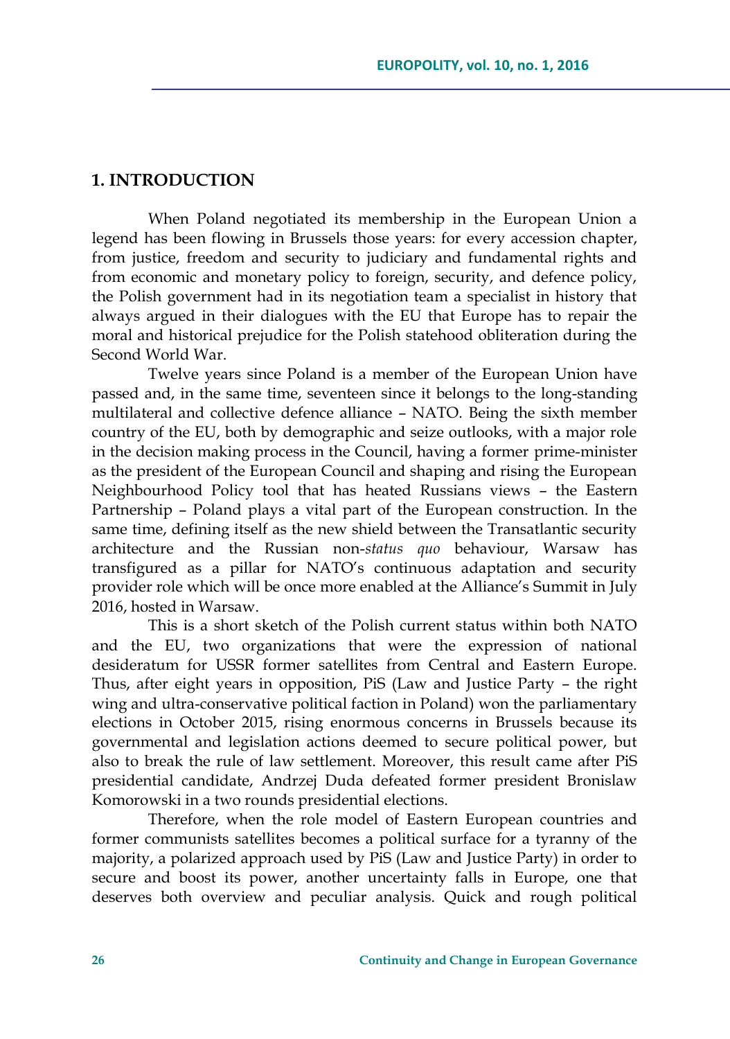## 1. INTRODUCTION

When Poland negotiated its membership in the European Union a legend has been flowing in Brussels those years: for every accession chapter, from justice, freedom and security to judiciary and fundamental rights and from economic and monetary policy to foreign, security, and defence policy, the Polish government had in its negotiation team a specialist in history that always argued in their dialogues with the EU that Europe has to repair the moral and historical prejudice for the Polish statehood obliteration during the Second World War.

Twelve years since Poland is a member of the European Union have passed and, in the same time, seventeen since it belongs to the long-standing multilateral and collective defence alliance – NATO. Being the sixth member country of the EU, both by demographic and seize outlooks, with a major role in the decision making process in the Council, having a former prime-minister as the president of the European Council and shaping and rising the European Neighbourhood Policy tool that has heated Russians views – the Eastern Partnership – Poland plays a vital part of the European construction. In the same time, defining itself as the new shield between the Transatlantic security architecture and the Russian non-*status quo* behaviour, Warsaw has transfigured as a pillar for NATO's continuous adaptation and security provider role which will be once more enabled at the Alliance's Summit in July 2016, hosted in Warsaw.

This is a short sketch of the Polish current status within both NATO and the EU, two organizations that were the expression of national desideratum for USSR former satellites from Central and Eastern Europe. Thus, after eight years in opposition, PiS (Law and Justice Party – the right wing and ultra-conservative political faction in Poland) won the parliamentary elections in October 2015, rising enormous concerns in Brussels because its governmental and legislation actions deemed to secure political power, but also to break the rule of law settlement. Moreover, this result came after PiS presidential candidate, Andrzej Duda defeated former president Bronislaw Komorowski in a two rounds presidential elections.

Therefore, when the role model of Eastern European countries and former communists satellites becomes a political surface for a tyranny of the majority, a polarized approach used by PiS (Law and Justice Party) in order to secure and boost its power, another uncertainty falls in Europe, one that deserves both overview and peculiar analysis. Quick and rough political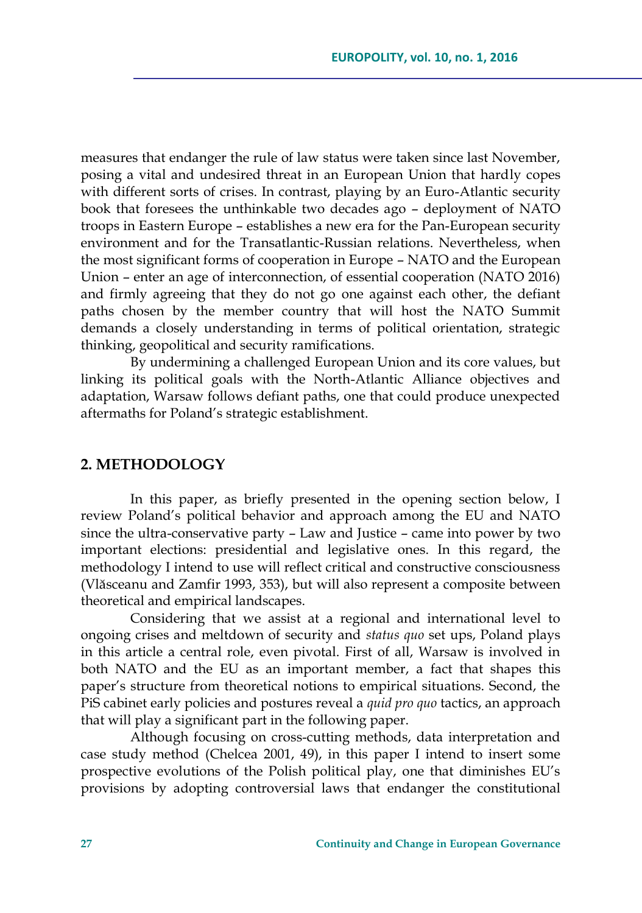measures that endanger the rule of law status were taken since last November, posing a vital and undesired threat in an European Union that hardly copes with different sorts of crises. In contrast, playing by an Euro-Atlantic security book that foresees the unthinkable two decades ago – deployment of NATO troops in Eastern Europe – establishes a new era for the Pan-European security environment and for the Transatlantic-Russian relations. Nevertheless, when the most significant forms of cooperation in Europe – NATO and the European Union – enter an age of interconnection, of essential cooperation (NATO 2016) and firmly agreeing that they do not go one against each other, the defiant paths chosen by the member country that will host the NATO Summit demands a closely understanding in terms of political orientation, strategic thinking, geopolitical and security ramifications.

By undermining a challenged European Union and its core values, but linking its political goals with the North-Atlantic Alliance objectives and adaptation, Warsaw follows defiant paths, one that could produce unexpected aftermaths for Poland's strategic establishment.

## 2. METHODOLOGY

In this paper, as briefly presented in the opening section below, I review Poland's political behavior and approach among the EU and NATO since the ultra-conservative party – Law and Justice – came into power by two important elections: presidential and legislative ones. In this regard, the methodology I intend to use will reflect critical and constructive consciousness (Vlăsceanu and Zamfir 1993, 353), but will also represent a composite between theoretical and empirical landscapes.

Considering that we assist at a regional and international level to ongoing crises and meltdown of security and *status quo* set ups, Poland plays in this article a central role, even pivotal. First of all, Warsaw is involved in both NATO and the EU as an important member, a fact that shapes this paper's structure from theoretical notions to empirical situations. Second, the PiS cabinet early policies and postures reveal a *quid pro quo* tactics, an approach that will play a significant part in the following paper.

Although focusing on cross-cutting methods, data interpretation and case study method (Chelcea 2001, 49), in this paper I intend to insert some prospective evolutions of the Polish political play, one that diminishes EU's provisions by adopting controversial laws that endanger the constitutional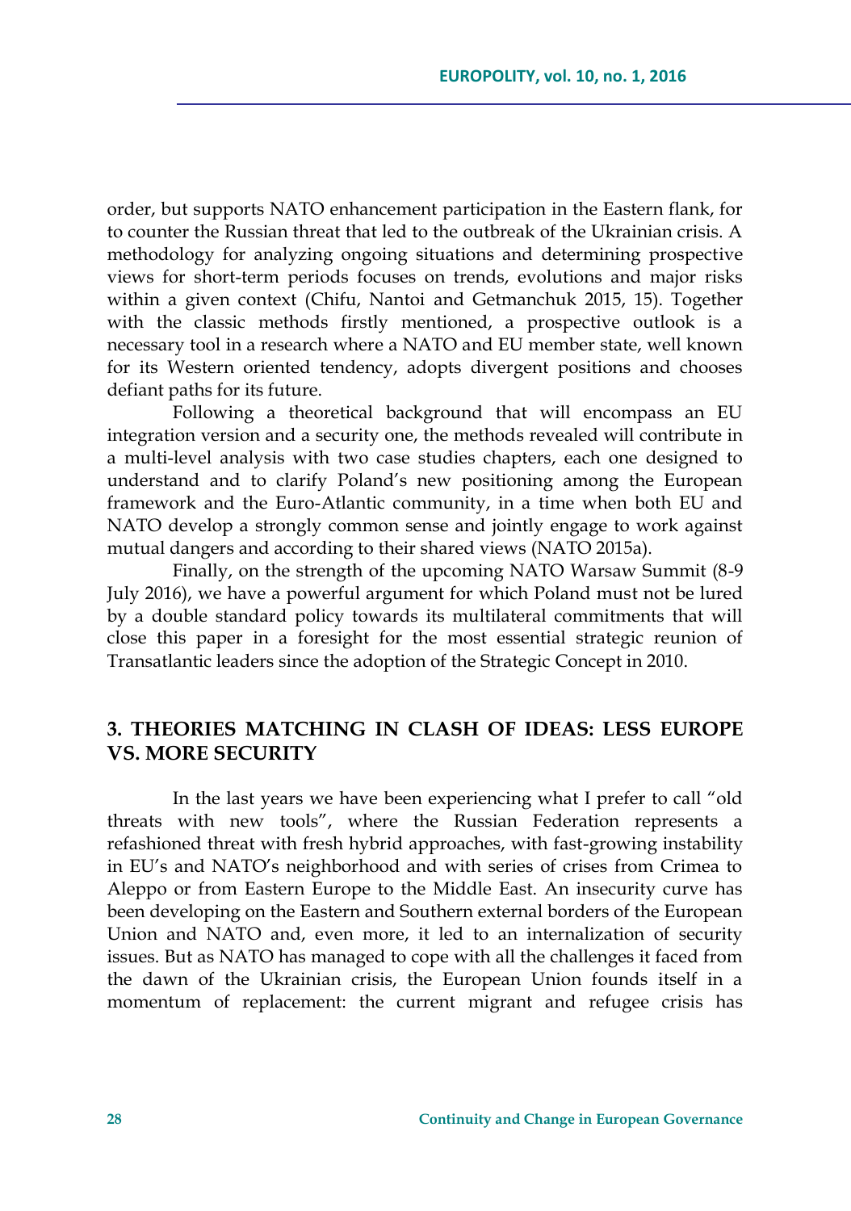order, but supports NATO enhancement participation in the Eastern flank, for to counter the Russian threat that led to the outbreak of the Ukrainian crisis. A methodology for analyzing ongoing situations and determining prospective views for short-term periods focuses on trends, evolutions and major risks within a given context (Chifu, Nantoi and Getmanchuk 2015, 15). Together with the classic methods firstly mentioned, a prospective outlook is a necessary tool in a research where a NATO and EU member state, well known for its Western oriented tendency, adopts divergent positions and chooses defiant paths for its future.

Following a theoretical background that will encompass an EU integration version and a security one, the methods revealed will contribute in a multi-level analysis with two case studies chapters, each one designed to understand and to clarify Poland's new positioning among the European framework and the Euro-Atlantic community, in a time when both EU and NATO develop a strongly common sense and jointly engage to work against mutual dangers and according to their shared views (NATO 2015a).

Finally, on the strength of the upcoming NATO Warsaw Summit (8-9 July 2016), we have a powerful argument for which Poland must not be lured by a double standard policy towards its multilateral commitments that will close this paper in a foresight for the most essential strategic reunion of Transatlantic leaders since the adoption of the Strategic Concept in 2010.

## 3. THEORIES MATCHING IN CLASH OF IDEAS: LESS EUROPE VS. MORE SECURITY

In the last years we have been experiencing what I prefer to call "old threats with new tools", where the Russian Federation represents a refashioned threat with fresh hybrid approaches, with fast-growing instability in EU's and NATO's neighborhood and with series of crises from Crimea to Aleppo or from Eastern Europe to the Middle East. An insecurity curve has been developing on the Eastern and Southern external borders of the European Union and NATO and, even more, it led to an internalization of security issues. But as NATO has managed to cope with all the challenges it faced from the dawn of the Ukrainian crisis, the European Union founds itself in a momentum of replacement: the current migrant and refugee crisis has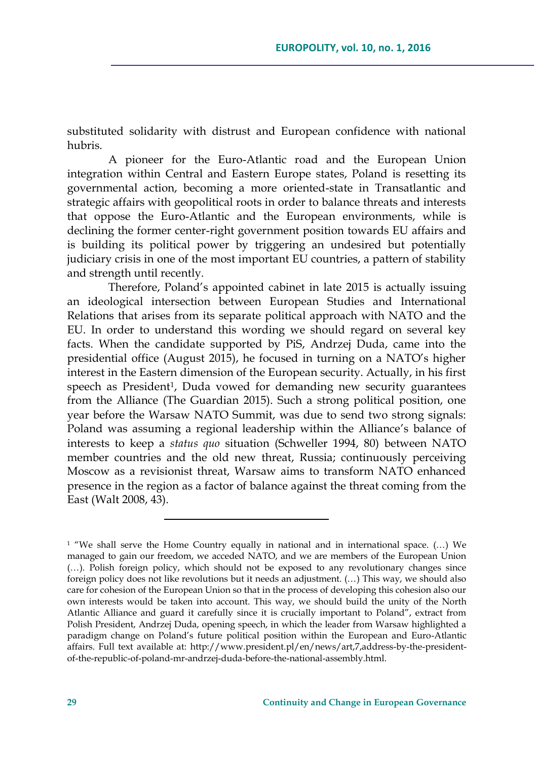substituted solidarity with distrust and European confidence with national hubris.

A pioneer for the Euro-Atlantic road and the European Union integration within Central and Eastern Europe states, Poland is resetting its governmental action, becoming a more oriented-state in Transatlantic and strategic affairs with geopolitical roots in order to balance threats and interests that oppose the Euro-Atlantic and the European environments, while is declining the former center-right government position towards EU affairs and is building its political power by triggering an undesired but potentially judiciary crisis in one of the most important EU countries, a pattern of stability and strength until recently.

Therefore, Poland's appointed cabinet in late 2015 is actually issuing an ideological intersection between European Studies and International Relations that arises from its separate political approach with NATO and the EU. In order to understand this wording we should regard on several key facts. When the candidate supported by PiS, Andrzej Duda, came into the presidential office (August 2015), he focused in turning on a NATO's higher interest in the Eastern dimension of the European security. Actually, in his first speech as President[1], Duda vowed for demanding new security guarantees from the Alliance (The Guardian 2015). Such a strong political position, one year before the Warsaw NATO Summit, was due to send two strong signals: Poland was assuming a regional leadership within the Alliance's balance of interests to keep a *status quo* situation (Schweller 1994, 80) between NATO member countries and the old new threat, Russia; continuously perceiving Moscow as a revisionist threat, Warsaw aims to transform NATO enhanced presence in the region as a factor of balance against the threat coming from the East (Walt 2008, 43).

---

[1] "We shall serve the Home Country equally in national and in international space. (…) We managed to gain our freedom, we acceded NATO, and we are members of the European Union (…). Polish foreign policy, which should not be exposed to any revolutionary changes since foreign policy does not like revolutions but it needs an adjustment. (…) This way, we should also care for cohesion of the European Union so that in the process of developing this cohesion also our own interests would be taken into account. This way, we should build the unity of the North Atlantic Alliance and guard it carefully since it is crucially important to Poland", extract from Polish President, Andrzej Duda, opening speech, in which the leader from Warsaw highlighted a paradigm change on Poland's future political position within the European and Euro-Atlantic affairs. Full text available at: http://www.president.pl/en/news/art,7,address-by-the-president-of-the-republic-of-poland-mr-andrzej-duda-before-the-national-assembly.html.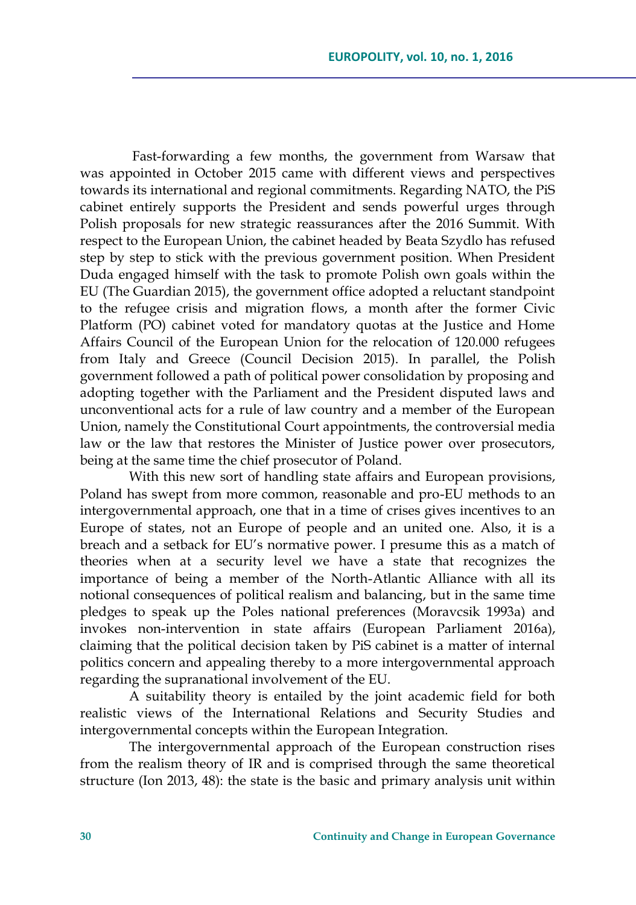Fast-forwarding a few months, the government from Warsaw that was appointed in October 2015 came with different views and perspectives towards its international and regional commitments. Regarding NATO, the PiS cabinet entirely supports the President and sends powerful urges through Polish proposals for new strategic reassurances after the 2016 Summit. With respect to the European Union, the cabinet headed by Beata Szydlo has refused step by step to stick with the previous government position. When President Duda engaged himself with the task to promote Polish own goals within the EU (The Guardian 2015), the government office adopted a reluctant standpoint to the refugee crisis and migration flows, a month after the former Civic Platform (PO) cabinet voted for mandatory quotas at the Justice and Home Affairs Council of the European Union for the relocation of 120.000 refugees from Italy and Greece (Council Decision 2015). In parallel, the Polish government followed a path of political power consolidation by proposing and adopting together with the Parliament and the President disputed laws and unconventional acts for a rule of law country and a member of the European Union, namely the Constitutional Court appointments, the controversial media law or the law that restores the Minister of Justice power over prosecutors, being at the same time the chief prosecutor of Poland.

With this new sort of handling state affairs and European provisions, Poland has swept from more common, reasonable and pro-EU methods to an intergovernmental approach, one that in a time of crises gives incentives to an Europe of states, not an Europe of people and an united one. Also, it is a breach and a setback for EU's normative power. I presume this as a match of theories when at a security level we have a state that recognizes the importance of being a member of the North-Atlantic Alliance with all its notional consequences of political realism and balancing, but in the same time pledges to speak up the Poles national preferences (Moravcsik 1993a) and invokes non-intervention in state affairs (European Parliament 2016a), claiming that the political decision taken by PiS cabinet is a matter of internal politics concern and appealing thereby to a more intergovernmental approach regarding the supranational involvement of the EU.

A suitability theory is entailed by the joint academic field for both realistic views of the International Relations and Security Studies and intergovernmental concepts within the European Integration.

The intergovernmental approach of the European construction rises from the realism theory of IR and is comprised through the same theoretical structure (Ion 2013, 48): the state is the basic and primary analysis unit within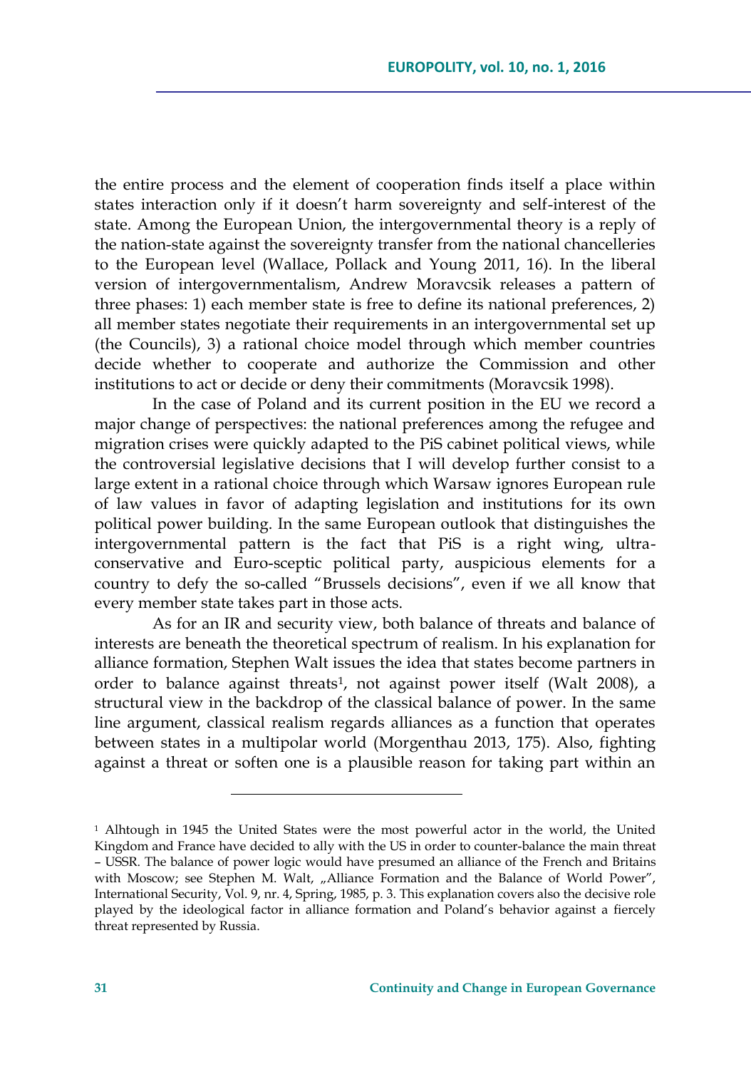the entire process and the element of cooperation finds itself a place within states interaction only if it doesn't harm sovereignty and self-interest of the state. Among the European Union, the intergovernmental theory is a reply of the nation-state against the sovereignty transfer from the national chancelleries to the European level (Wallace, Pollack and Young 2011, 16). In the liberal version of intergovernmentalism, Andrew Moravcsik releases a pattern of three phases: 1) each member state is free to define its national preferences, 2) all member states negotiate their requirements in an intergovernmental set up (the Councils), 3) a rational choice model through which member countries decide whether to cooperate and authorize the Commission and other institutions to act or decide or deny their commitments (Moravcsik 1998).

In the case of Poland and its current position in the EU we record a major change of perspectives: the national preferences among the refugee and migration crises were quickly adapted to the PiS cabinet political views, while the controversial legislative decisions that I will develop further consist to a large extent in a rational choice through which Warsaw ignores European rule of law values in favor of adapting legislation and institutions for its own political power building. In the same European outlook that distinguishes the intergovernmental pattern is the fact that PiS is a right wing, ultra-conservative and Euro-sceptic political party, auspicious elements for a country to defy the so-called "Brussels decisions", even if we all know that every member state takes part in those acts.

As for an IR and security view, both balance of threats and balance of interests are beneath the theoretical spectrum of realism. In his explanation for alliance formation, Stephen Walt issues the idea that states become partners in order to balance against threats[1], not against power itself (Walt 2008), a structural view in the backdrop of the classical balance of power. In the same line argument, classical realism regards alliances as a function that operates between states in a multipolar world (Morgenthau 2013, 175). Also, fighting against a threat or soften one is a plausible reason for taking part within an

---

[1] Alhtough in 1945 the United States were the most powerful actor in the world, the United Kingdom and France have decided to ally with the US in order to counter-balance the main threat – USSR. The balance of power logic would have presumed an alliance of the French and Britains with Moscow; see Stephen M. Walt, „Alliance Formation and the Balance of World Power", International Security, Vol. 9, nr. 4, Spring, 1985, p. 3. This explanation covers also the decisive role played by the ideological factor in alliance formation and Poland's behavior against a fiercely threat represented by Russia.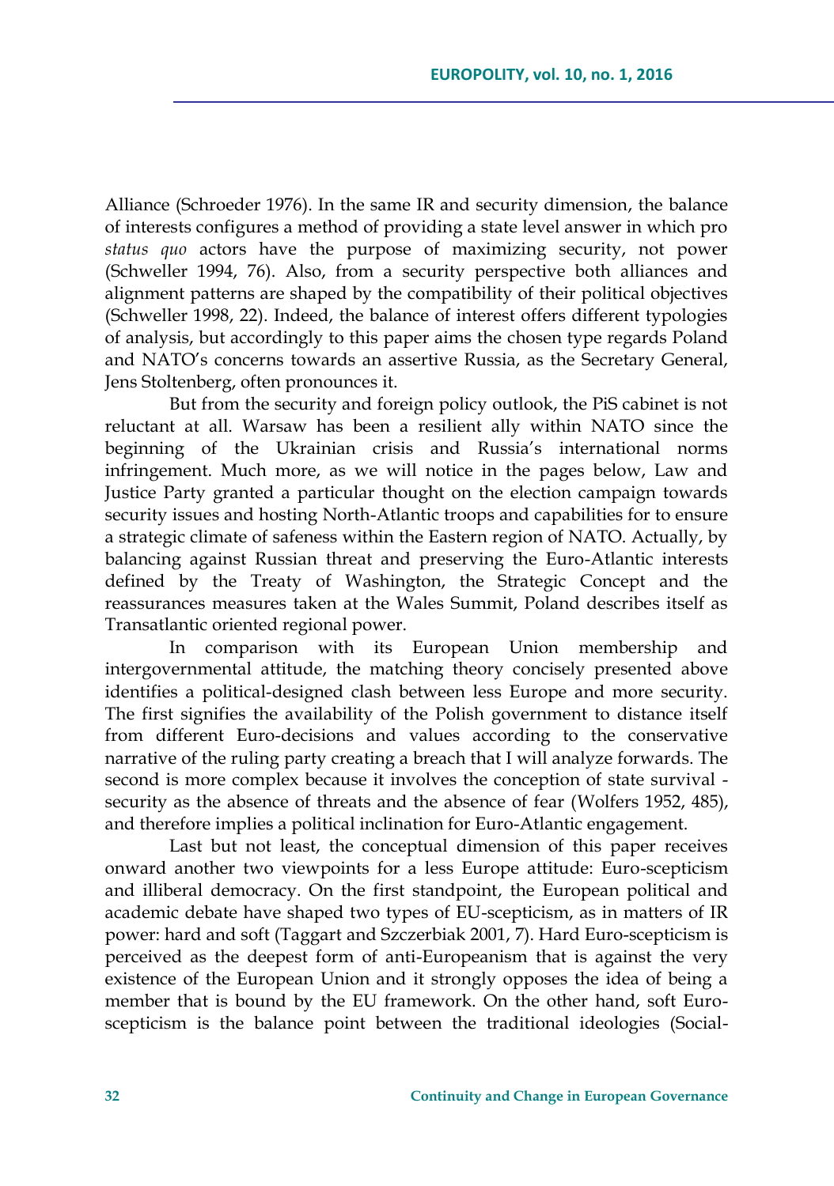Alliance (Schroeder 1976). In the same IR and security dimension, the balance of interests configures a method of providing a state level answer in which pro *status quo* actors have the purpose of maximizing security, not power (Schweller 1994, 76). Also, from a security perspective both alliances and alignment patterns are shaped by the compatibility of their political objectives (Schweller 1998, 22). Indeed, the balance of interest offers different typologies of analysis, but accordingly to this paper aims the chosen type regards Poland and NATO's concerns towards an assertive Russia, as the Secretary General, Jens Stoltenberg, often pronounces it.

But from the security and foreign policy outlook, the PiS cabinet is not reluctant at all. Warsaw has been a resilient ally within NATO since the beginning of the Ukrainian crisis and Russia's international norms infringement. Much more, as we will notice in the pages below, Law and Justice Party granted a particular thought on the election campaign towards security issues and hosting North-Atlantic troops and capabilities for to ensure a strategic climate of safeness within the Eastern region of NATO. Actually, by balancing against Russian threat and preserving the Euro-Atlantic interests defined by the Treaty of Washington, the Strategic Concept and the reassurances measures taken at the Wales Summit, Poland describes itself as Transatlantic oriented regional power.

In comparison with its European Union membership and intergovernmental attitude, the matching theory concisely presented above identifies a political-designed clash between less Europe and more security. The first signifies the availability of the Polish government to distance itself from different Euro-decisions and values according to the conservative narrative of the ruling party creating a breach that I will analyze forwards. The second is more complex because it involves the conception of state survival - security as the absence of threats and the absence of fear (Wolfers 1952, 485), and therefore implies a political inclination for Euro-Atlantic engagement.

Last but not least, the conceptual dimension of this paper receives onward another two viewpoints for a less Europe attitude: Euro-scepticism and illiberal democracy. On the first standpoint, the European political and academic debate have shaped two types of EU-scepticism, as in matters of IR power: hard and soft (Taggart and Szczerbiak 2001, 7). Hard Euro-scepticism is perceived as the deepest form of anti-Europeanism that is against the very existence of the European Union and it strongly opposes the idea of being a member that is bound by the EU framework. On the other hand, soft Euro-scepticism is the balance point between the traditional ideologies (Social-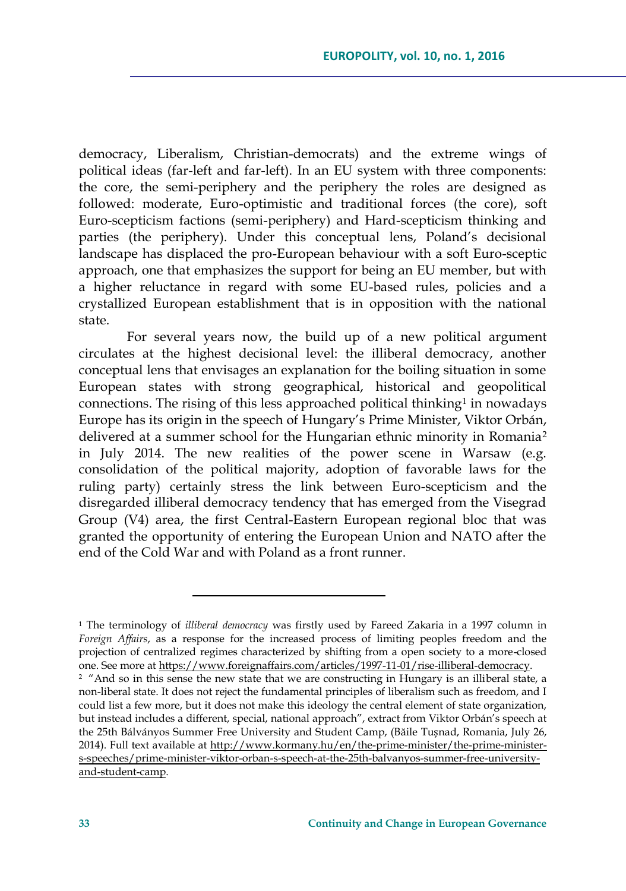democracy, Liberalism, Christian-democrats) and the extreme wings of political ideas (far-left and far-left). In an EU system with three components: the core, the semi-periphery and the periphery the roles are designed as followed: moderate, Euro-optimistic and traditional forces (the core), soft Euro-scepticism factions (semi-periphery) and Hard-scepticism thinking and parties (the periphery). Under this conceptual lens, Poland's decisional landscape has displaced the pro-European behaviour with a soft Euro-sceptic approach, one that emphasizes the support for being an EU member, but with a higher reluctance in regard with some EU-based rules, policies and a crystallized European establishment that is in opposition with the national state.

For several years now, the build up of a new political argument circulates at the highest decisional level: the illiberal democracy, another conceptual lens that envisages an explanation for the boiling situation in some European states with strong geographical, historical and geopolitical connections. The rising of this less approached political thinking[1] in nowadays Europe has its origin in the speech of Hungary's Prime Minister, Viktor Orbán, delivered at a summer school for the Hungarian ethnic minority in Romania[2] in July 2014. The new realities of the power scene in Warsaw (e.g. consolidation of the political majority, adoption of favorable laws for the ruling party) certainly stress the link between Euro-scepticism and the disregarded illiberal democracy tendency that has emerged from the Visegrad Group (V4) area, the first Central-Eastern European regional bloc that was granted the opportunity of entering the European Union and NATO after the end of the Cold War and with Poland as a front runner.

---

[1] The terminology of *illiberal democracy* was firstly used by Fareed Zakaria in a 1997 column in *Foreign Affairs*, as a response for the increased process of limiting peoples freedom and the projection of centralized regimes characterized by shifting from a open society to a more-closed one. See more at https://www.foreignaffairs.com/articles/1997-11-01/rise-illiberal-democracy.

[2] "And so in this sense the new state that we are constructing in Hungary is an illiberal state, a non-liberal state. It does not reject the fundamental principles of liberalism such as freedom, and I could list a few more, but it does not make this ideology the central element of state organization, but instead includes a different, special, national approach", extract from Viktor Orbán's speech at the 25th Bálványos Summer Free University and Student Camp, (Băile Tușnad, Romania, July 26, 2014). Full text available at http://www.kormany.hu/en/the-prime-minister/the-prime-minister-s-speeches/prime-minister-viktor-orban-s-speech-at-the-25th-balvanyos-summer-free-university-and-student-camp.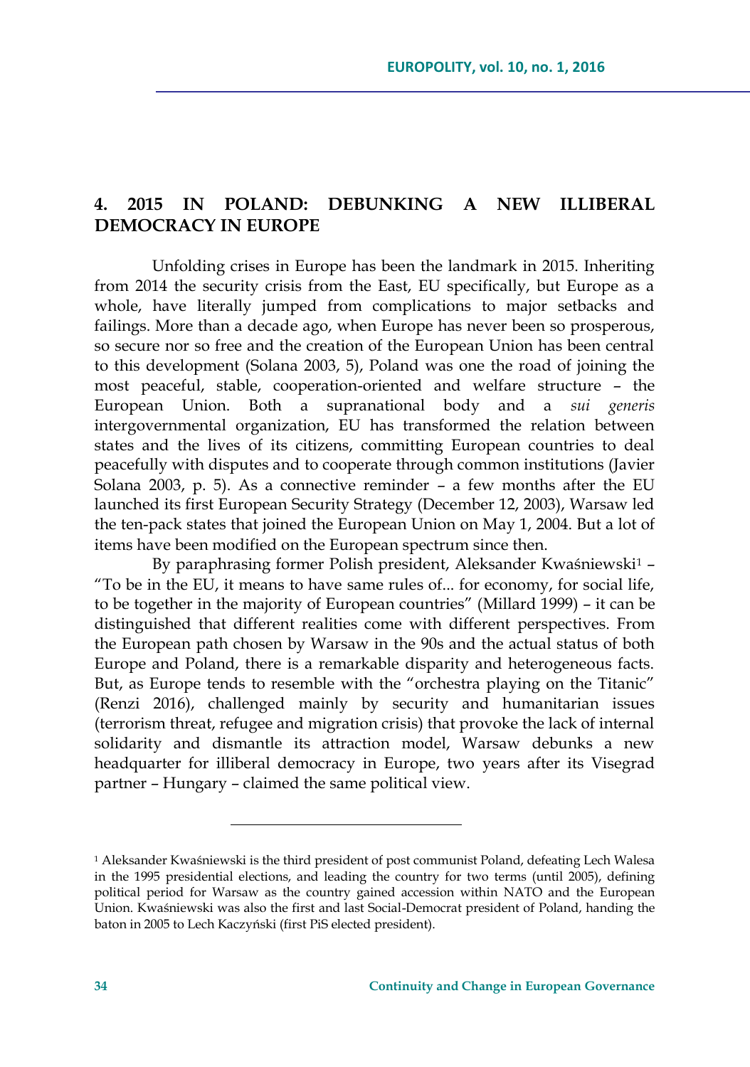## 4. 2015 IN POLAND: DEBUNKING A NEW ILLIBERAL DEMOCRACY IN EUROPE

Unfolding crises in Europe has been the landmark in 2015. Inheriting from 2014 the security crisis from the East, EU specifically, but Europe as a whole, have literally jumped from complications to major setbacks and failings. More than a decade ago, when Europe has never been so prosperous, so secure nor so free and the creation of the European Union has been central to this development (Solana 2003, 5), Poland was one the road of joining the most peaceful, stable, cooperation-oriented and welfare structure – the European Union. Both a supranational body and a *sui generis* intergovernmental organization, EU has transformed the relation between states and the lives of its citizens, committing European countries to deal peacefully with disputes and to cooperate through common institutions (Javier Solana 2003, p. 5). As a connective reminder – a few months after the EU launched its first European Security Strategy (December 12, 2003), Warsaw led the ten-pack states that joined the European Union on May 1, 2004. But a lot of items have been modified on the European spectrum since then.

By paraphrasing former Polish president, Aleksander Kwaśniewski[1] – "To be in the EU, it means to have same rules of... for economy, for social life, to be together in the majority of European countries" (Millard 1999) – it can be distinguished that different realities come with different perspectives. From the European path chosen by Warsaw in the 90s and the actual status of both Europe and Poland, there is a remarkable disparity and heterogeneous facts. But, as Europe tends to resemble with the "orchestra playing on the Titanic" (Renzi 2016), challenged mainly by security and humanitarian issues (terrorism threat, refugee and migration crisis) that provoke the lack of internal solidarity and dismantle its attraction model, Warsaw debunks a new headquarter for illiberal democracy in Europe, two years after its Visegrad partner – Hungary – claimed the same political view.

---

[1] Aleksander Kwaśniewski is the third president of post communist Poland, defeating Lech Walesa in the 1995 presidential elections, and leading the country for two terms (until 2005), defining political period for Warsaw as the country gained accession within NATO and the European Union. Kwaśniewski was also the first and last Social-Democrat president of Poland, handing the baton in 2005 to Lech Kaczyński (first PiS elected president).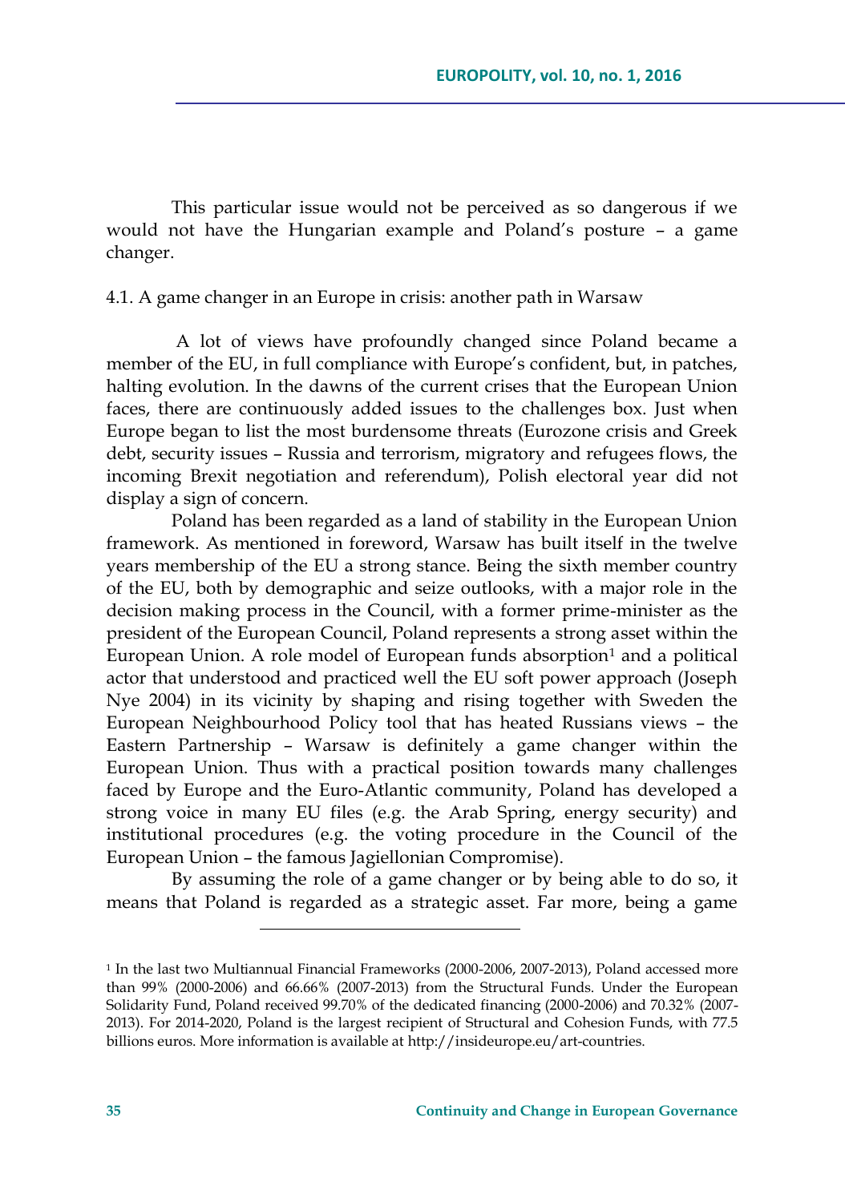This particular issue would not be perceived as so dangerous if we would not have the Hungarian example and Poland's posture – a game changer.

### 4.1. A game changer in an Europe in crisis: another path in Warsaw

A lot of views have profoundly changed since Poland became a member of the EU, in full compliance with Europe's confident, but, in patches, halting evolution. In the dawns of the current crises that the European Union faces, there are continuously added issues to the challenges box. Just when Europe began to list the most burdensome threats (Eurozone crisis and Greek debt, security issues – Russia and terrorism, migratory and refugees flows, the incoming Brexit negotiation and referendum), Polish electoral year did not display a sign of concern.

Poland has been regarded as a land of stability in the European Union framework. As mentioned in foreword, Warsaw has built itself in the twelve years membership of the EU a strong stance. Being the sixth member country of the EU, both by demographic and seize outlooks, with a major role in the decision making process in the Council, with a former prime-minister as the president of the European Council, Poland represents a strong asset within the European Union. A role model of European funds absorption[1] and a political actor that understood and practiced well the EU soft power approach (Joseph Nye 2004) in its vicinity by shaping and rising together with Sweden the European Neighbourhood Policy tool that has heated Russians views – the Eastern Partnership – Warsaw is definitely a game changer within the European Union. Thus with a practical position towards many challenges faced by Europe and the Euro-Atlantic community, Poland has developed a strong voice in many EU files (e.g. the Arab Spring, energy security) and institutional procedures (e.g. the voting procedure in the Council of the European Union – the famous Jagiellonian Compromise).

By assuming the role of a game changer or by being able to do so, it means that Poland is regarded as a strategic asset. Far more, being a game

---

[1] In the last two Multiannual Financial Frameworks (2000-2006, 2007-2013), Poland accessed more than 99% (2000-2006) and 66.66% (2007-2013) from the Structural Funds. Under the European Solidarity Fund, Poland received 99.70% of the dedicated financing (2000-2006) and 70.32% (2007-2013). For 2014-2020, Poland is the largest recipient of Structural and Cohesion Funds, with 77.5 billions euros. More information is available at http://insideurope.eu/art-countries.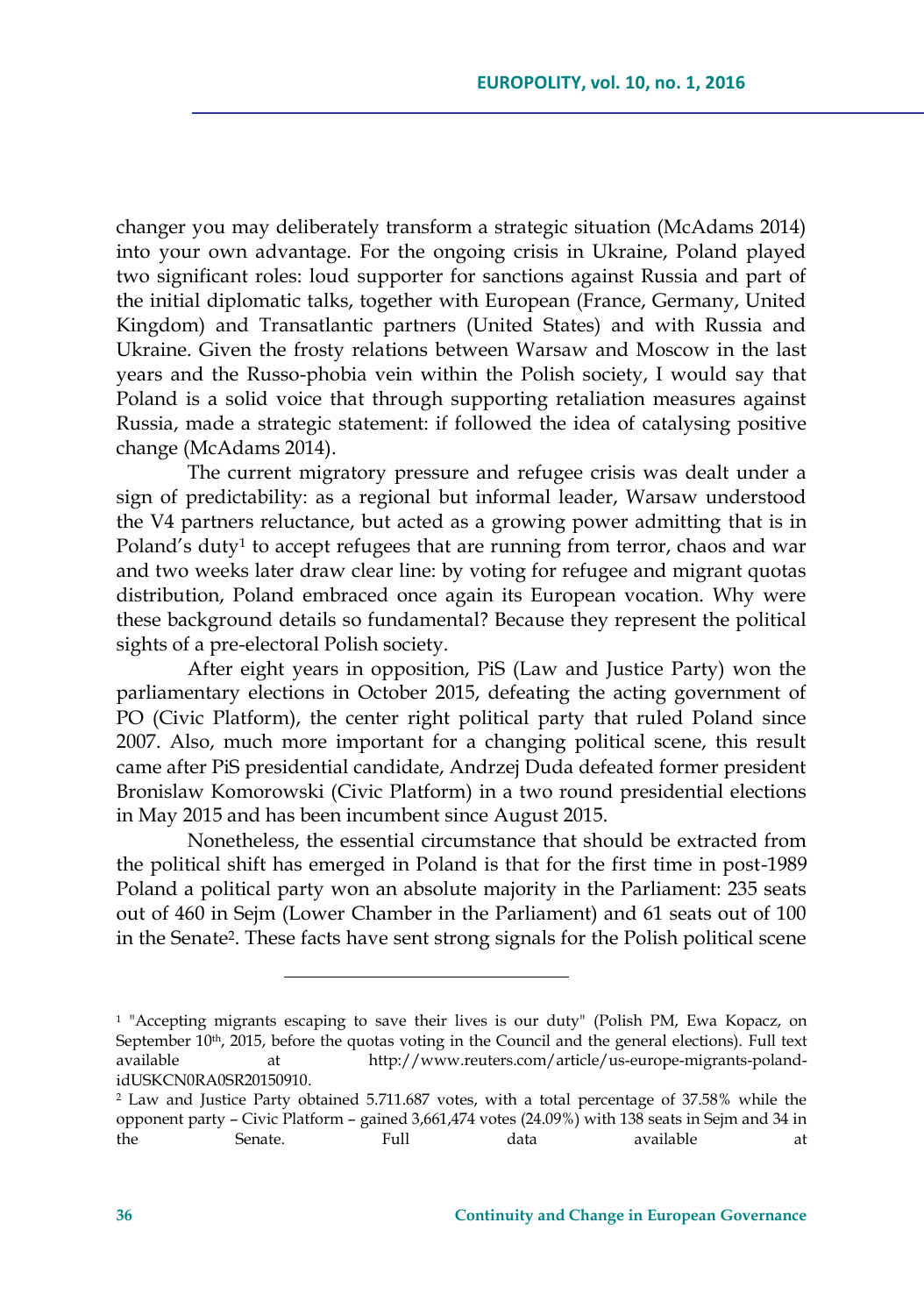changer you may deliberately transform a strategic situation (McAdams 2014) into your own advantage. For the ongoing crisis in Ukraine, Poland played two significant roles: loud supporter for sanctions against Russia and part of the initial diplomatic talks, together with European (France, Germany, United Kingdom) and Transatlantic partners (United States) and with Russia and Ukraine. Given the frosty relations between Warsaw and Moscow in the last years and the Russo-phobia vein within the Polish society, I would say that Poland is a solid voice that through supporting retaliation measures against Russia, made a strategic statement: if followed the idea of catalysing positive change (McAdams 2014).

The current migratory pressure and refugee crisis was dealt under a sign of predictability: as a regional but informal leader, Warsaw understood the V4 partners reluctance, but acted as a growing power admitting that is in Poland's duty[1] to accept refugees that are running from terror, chaos and war and two weeks later draw clear line: by voting for refugee and migrant quotas distribution, Poland embraced once again its European vocation. Why were these background details so fundamental? Because they represent the political sights of a pre-electoral Polish society.

After eight years in opposition, PiS (Law and Justice Party) won the parliamentary elections in October 2015, defeating the acting government of PO (Civic Platform), the center right political party that ruled Poland since 2007. Also, much more important for a changing political scene, this result came after PiS presidential candidate, Andrzej Duda defeated former president Bronislaw Komorowski (Civic Platform) in a two round presidential elections in May 2015 and has been incumbent since August 2015.

Nonetheless, the essential circumstance that should be extracted from the political shift has emerged in Poland is that for the first time in post-1989 Poland a political party won an absolute majority in the Parliament: 235 seats out of 460 in Sejm (Lower Chamber in the Parliament) and 61 seats out of 100 in the Senate[2]. These facts have sent strong signals for the Polish political scene

---

[1] "Accepting migrants escaping to save their lives is our duty" (Polish PM, Ewa Kopacz, on September 10th, 2015, before the quotas voting in the Council and the general elections). Full text available at http://www.reuters.com/article/us-europe-migrants-poland-idUSKCN0RA0SR20150910.

[2] Law and Justice Party obtained 5.711.687 votes, with a total percentage of 37.58% while the opponent party – Civic Platform – gained 3,661,474 votes (24.09%) with 138 seats in Sejm and 34 in the Senate. Full data available at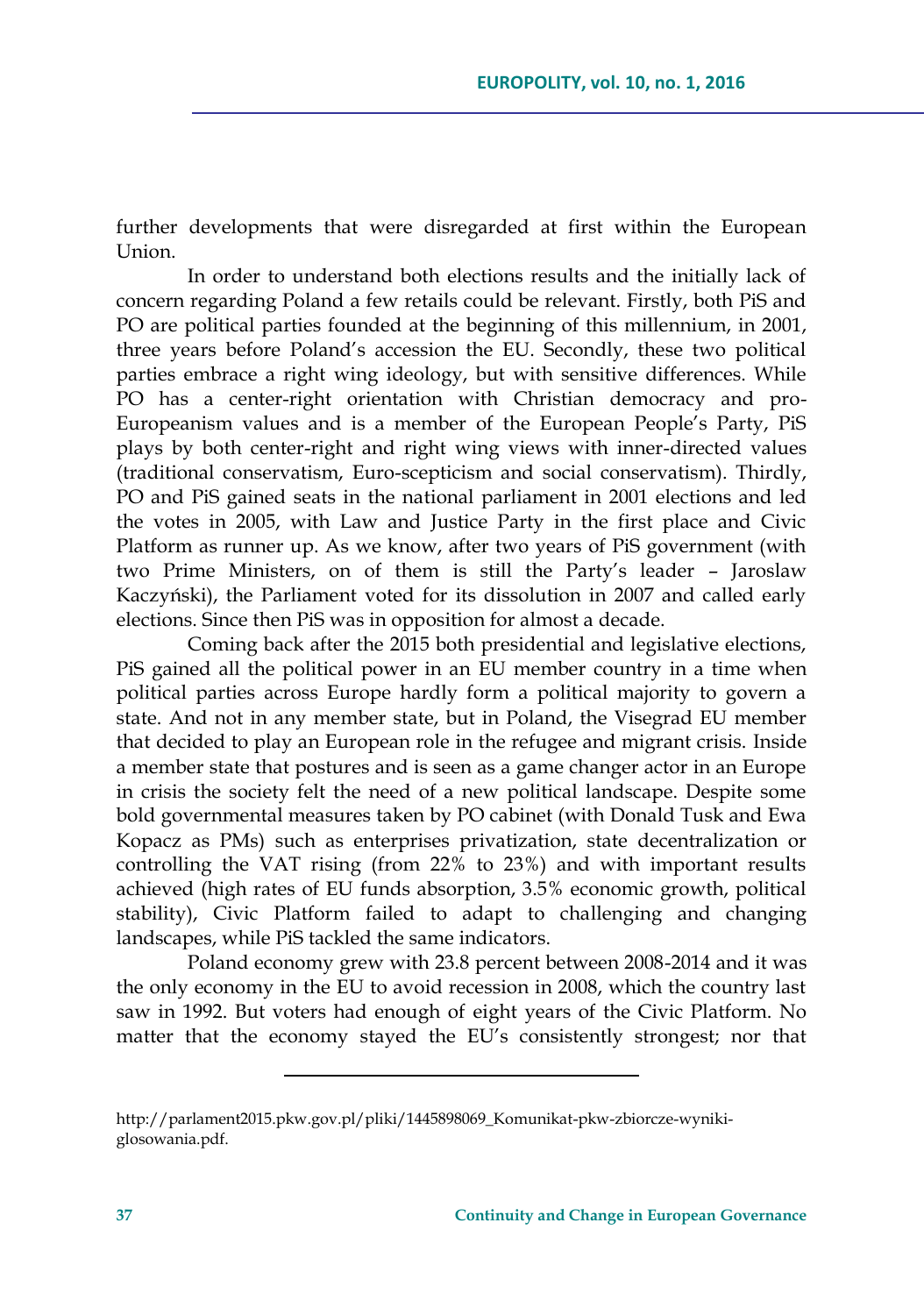further developments that were disregarded at first within the European Union.

In order to understand both elections results and the initially lack of concern regarding Poland a few retails could be relevant. Firstly, both PiS and PO are political parties founded at the beginning of this millennium, in 2001, three years before Poland's accession the EU. Secondly, these two political parties embrace a right wing ideology, but with sensitive differences. While PO has a center-right orientation with Christian democracy and pro-Europeanism values and is a member of the European People's Party, PiS plays by both center-right and right wing views with inner-directed values (traditional conservatism, Euro-scepticism and social conservatism). Thirdly, PO and PiS gained seats in the national parliament in 2001 elections and led the votes in 2005, with Law and Justice Party in the first place and Civic Platform as runner up. As we know, after two years of PiS government (with two Prime Ministers, on of them is still the Party's leader – Jaroslaw Kaczyński), the Parliament voted for its dissolution in 2007 and called early elections. Since then PiS was in opposition for almost a decade.

Coming back after the 2015 both presidential and legislative elections, PiS gained all the political power in an EU member country in a time when political parties across Europe hardly form a political majority to govern a state. And not in any member state, but in Poland, the Visegrad EU member that decided to play an European role in the refugee and migrant crisis. Inside a member state that postures and is seen as a game changer actor in an Europe in crisis the society felt the need of a new political landscape. Despite some bold governmental measures taken by PO cabinet (with Donald Tusk and Ewa Kopacz as PMs) such as enterprises privatization, state decentralization or controlling the VAT rising (from 22% to 23%) and with important results achieved (high rates of EU funds absorption, 3.5% economic growth, political stability), Civic Platform failed to adapt to challenging and changing landscapes, while PiS tackled the same indicators.

Poland economy grew with 23.8 percent between 2008-2014 and it was the only economy in the EU to avoid recession in 2008, which the country last saw in 1992. But voters had enough of eight years of the Civic Platform. No matter that the economy stayed the EU's consistently strongest; nor that

---

http://parlament2015.pkw.gov.pl/pliki/1445898069_Komunikat-pkw-zbiorcze-wyniki-glosowania.pdf.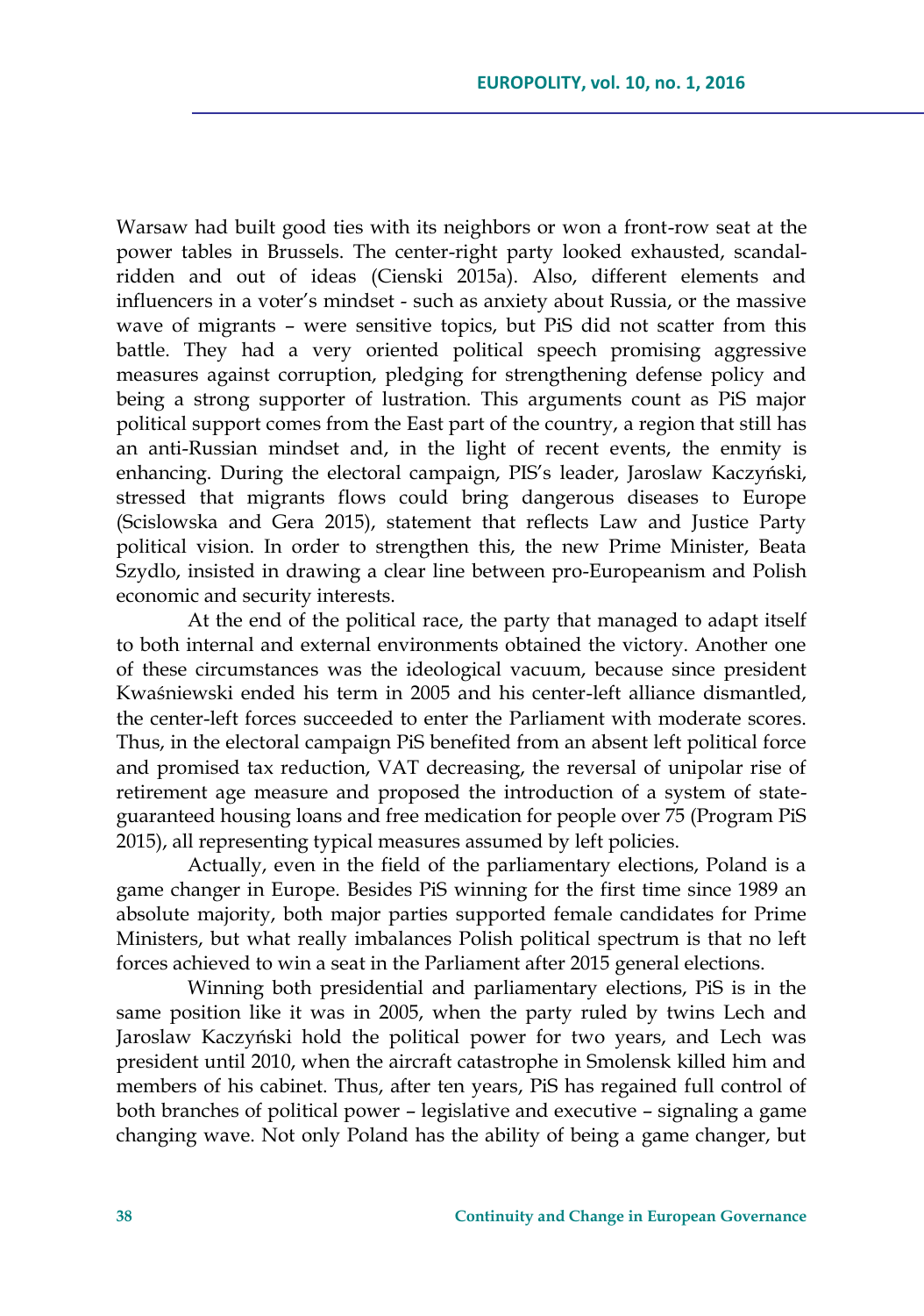Warsaw had built good ties with its neighbors or won a front-row seat at the power tables in Brussels. The center-right party looked exhausted, scandal-ridden and out of ideas (Cienski 2015a). Also, different elements and influencers in a voter's mindset - such as anxiety about Russia, or the massive wave of migrants – were sensitive topics, but PiS did not scatter from this battle. They had a very oriented political speech promising aggressive measures against corruption, pledging for strengthening defense policy and being a strong supporter of lustration. This arguments count as PiS major political support comes from the East part of the country, a region that still has an anti-Russian mindset and, in the light of recent events, the enmity is enhancing. During the electoral campaign, PIS's leader, Jaroslaw Kaczyński, stressed that migrants flows could bring dangerous diseases to Europe (Scislowska and Gera 2015), statement that reflects Law and Justice Party political vision. In order to strengthen this, the new Prime Minister, Beata Szydlo, insisted in drawing a clear line between pro-Europeanism and Polish economic and security interests.

At the end of the political race, the party that managed to adapt itself to both internal and external environments obtained the victory. Another one of these circumstances was the ideological vacuum, because since president Kwaśniewski ended his term in 2005 and his center-left alliance dismantled, the center-left forces succeeded to enter the Parliament with moderate scores. Thus, in the electoral campaign PiS benefited from an absent left political force and promised tax reduction, VAT decreasing, the reversal of unipolar rise of retirement age measure and proposed the introduction of a system of state-guaranteed housing loans and free medication for people over 75 (Program PiS 2015), all representing typical measures assumed by left policies.

Actually, even in the field of the parliamentary elections, Poland is a game changer in Europe. Besides PiS winning for the first time since 1989 an absolute majority, both major parties supported female candidates for Prime Ministers, but what really imbalances Polish political spectrum is that no left forces achieved to win a seat in the Parliament after 2015 general elections.

Winning both presidential and parliamentary elections, PiS is in the same position like it was in 2005, when the party ruled by twins Lech and Jaroslaw Kaczyński hold the political power for two years, and Lech was president until 2010, when the aircraft catastrophe in Smolensk killed him and members of his cabinet. Thus, after ten years, PiS has regained full control of both branches of political power – legislative and executive – signaling a game changing wave. Not only Poland has the ability of being a game changer, but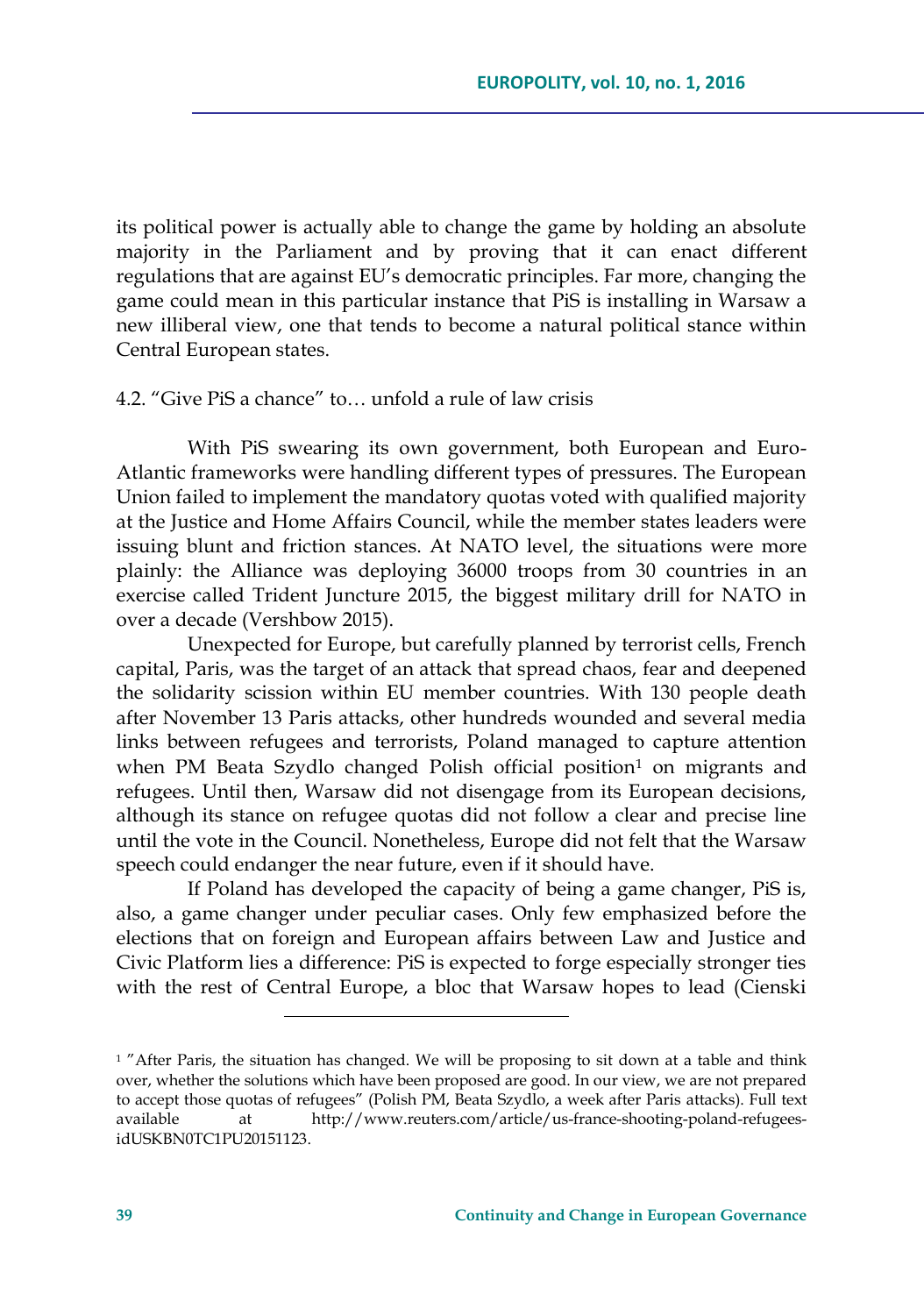its political power is actually able to change the game by holding an absolute majority in the Parliament and by proving that it can enact different regulations that are against EU's democratic principles. Far more, changing the game could mean in this particular instance that PiS is installing in Warsaw a new illiberal view, one that tends to become a natural political stance within Central European states.

### 4.2. "Give PiS a chance" to… unfold a rule of law crisis

With PiS swearing its own government, both European and Euro-Atlantic frameworks were handling different types of pressures. The European Union failed to implement the mandatory quotas voted with qualified majority at the Justice and Home Affairs Council, while the member states leaders were issuing blunt and friction stances. At NATO level, the situations were more plainly: the Alliance was deploying 36000 troops from 30 countries in an exercise called Trident Juncture 2015, the biggest military drill for NATO in over a decade (Vershbow 2015).

Unexpected for Europe, but carefully planned by terrorist cells, French capital, Paris, was the target of an attack that spread chaos, fear and deepened the solidarity scission within EU member countries. With 130 people death after November 13 Paris attacks, other hundreds wounded and several media links between refugees and terrorists, Poland managed to capture attention when PM Beata Szydlo changed Polish official position[1] on migrants and refugees. Until then, Warsaw did not disengage from its European decisions, although its stance on refugee quotas did not follow a clear and precise line until the vote in the Council. Nonetheless, Europe did not felt that the Warsaw speech could endanger the near future, even if it should have.

If Poland has developed the capacity of being a game changer, PiS is, also, a game changer under peculiar cases. Only few emphasized before the elections that on foreign and European affairs between Law and Justice and Civic Platform lies a difference: PiS is expected to forge especially stronger ties with the rest of Central Europe, a bloc that Warsaw hopes to lead (Cienski

---

[1] "After Paris, the situation has changed. We will be proposing to sit down at a table and think over, whether the solutions which have been proposed are good. In our view, we are not prepared to accept those quotas of refugees" (Polish PM, Beata Szydlo, a week after Paris attacks). Full text available at http://www.reuters.com/article/us-france-shooting-poland-refugees-idUSKBN0TC1PU20151123.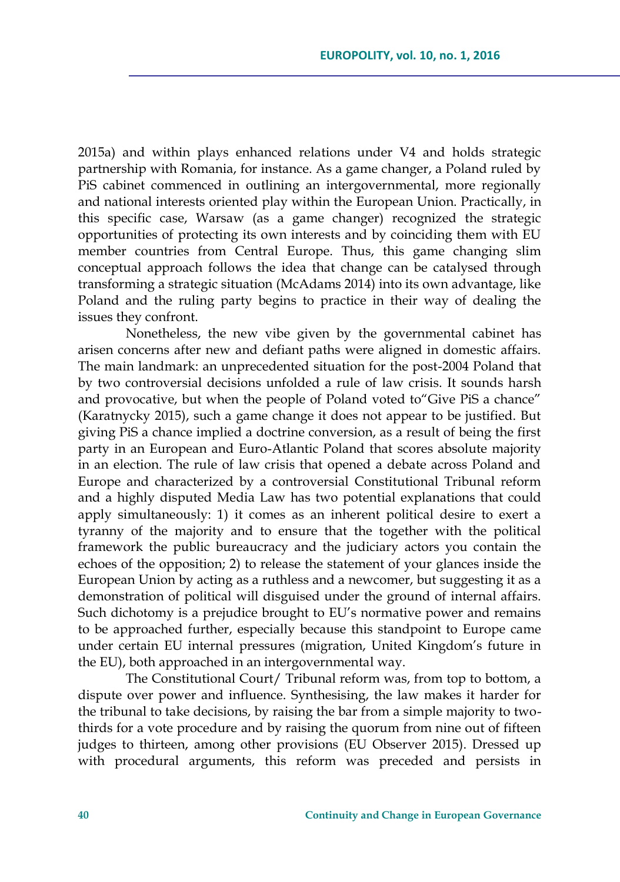2015a) and within plays enhanced relations under V4 and holds strategic partnership with Romania, for instance. As a game changer, a Poland ruled by PiS cabinet commenced in outlining an intergovernmental, more regionally and national interests oriented play within the European Union. Practically, in this specific case, Warsaw (as a game changer) recognized the strategic opportunities of protecting its own interests and by coinciding them with EU member countries from Central Europe. Thus, this game changing slim conceptual approach follows the idea that change can be catalysed through transforming a strategic situation (McAdams 2014) into its own advantage, like Poland and the ruling party begins to practice in their way of dealing the issues they confront.

Nonetheless, the new vibe given by the governmental cabinet has arisen concerns after new and defiant paths were aligned in domestic affairs. The main landmark: an unprecedented situation for the post-2004 Poland that by two controversial decisions unfolded a rule of law crisis. It sounds harsh and provocative, but when the people of Poland voted to"Give PiS a chance" (Karatnycky 2015), such a game change it does not appear to be justified. But giving PiS a chance implied a doctrine conversion, as a result of being the first party in an European and Euro-Atlantic Poland that scores absolute majority in an election. The rule of law crisis that opened a debate across Poland and Europe and characterized by a controversial Constitutional Tribunal reform and a highly disputed Media Law has two potential explanations that could apply simultaneously: 1) it comes as an inherent political desire to exert a tyranny of the majority and to ensure that the together with the political framework the public bureaucracy and the judiciary actors you contain the echoes of the opposition; 2) to release the statement of your glances inside the European Union by acting as a ruthless and a newcomer, but suggesting it as a demonstration of political will disguised under the ground of internal affairs. Such dichotomy is a prejudice brought to EU's normative power and remains to be approached further, especially because this standpoint to Europe came under certain EU internal pressures (migration, United Kingdom's future in the EU), both approached in an intergovernmental way.

The Constitutional Court/ Tribunal reform was, from top to bottom, a dispute over power and influence. Synthesising, the law makes it harder for the tribunal to take decisions, by raising the bar from a simple majority to two-thirds for a vote procedure and by raising the quorum from nine out of fifteen judges to thirteen, among other provisions (EU Observer 2015). Dressed up with procedural arguments, this reform was preceded and persists in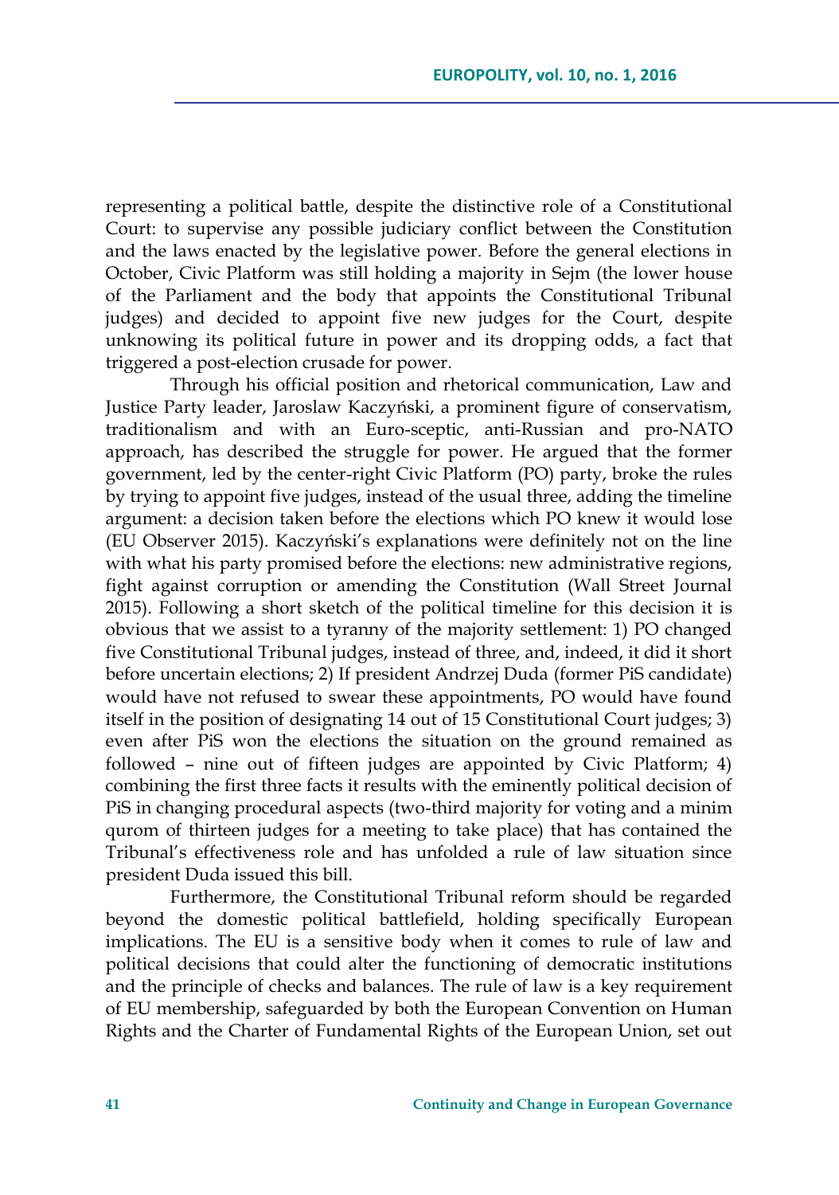representing a political battle, despite the distinctive role of a Constitutional Court: to supervise any possible judiciary conflict between the Constitution and the laws enacted by the legislative power. Before the general elections in October, Civic Platform was still holding a majority in Sejm (the lower house of the Parliament and the body that appoints the Constitutional Tribunal judges) and decided to appoint five new judges for the Court, despite unknowing its political future in power and its dropping odds, a fact that triggered a post-election crusade for power.

Through his official position and rhetorical communication, Law and Justice Party leader, Jaroslaw Kaczyński, a prominent figure of conservatism, traditionalism and with an Euro-sceptic, anti-Russian and pro-NATO approach, has described the struggle for power. He argued that the former government, led by the center-right Civic Platform (PO) party, broke the rules by trying to appoint five judges, instead of the usual three, adding the timeline argument: a decision taken before the elections which PO knew it would lose (EU Observer 2015). Kaczyński's explanations were definitely not on the line with what his party promised before the elections: new administrative regions, fight against corruption or amending the Constitution (Wall Street Journal 2015). Following a short sketch of the political timeline for this decision it is obvious that we assist to a tyranny of the majority settlement: 1) PO changed five Constitutional Tribunal judges, instead of three, and, indeed, it did it short before uncertain elections; 2) If president Andrzej Duda (former PiS candidate) would have not refused to swear these appointments, PO would have found itself in the position of designating 14 out of 15 Constitutional Court judges; 3) even after PiS won the elections the situation on the ground remained as followed – nine out of fifteen judges are appointed by Civic Platform; 4) combining the first three facts it results with the eminently political decision of PiS in changing procedural aspects (two-third majority for voting and a minim qurom of thirteen judges for a meeting to take place) that has contained the Tribunal's effectiveness role and has unfolded a rule of law situation since president Duda issued this bill.

Furthermore, the Constitutional Tribunal reform should be regarded beyond the domestic political battlefield, holding specifically European implications. The EU is a sensitive body when it comes to rule of law and political decisions that could alter the functioning of democratic institutions and the principle of checks and balances. The rule of law is a key requirement of EU membership, safeguarded by both the European Convention on Human Rights and the Charter of Fundamental Rights of the European Union, set out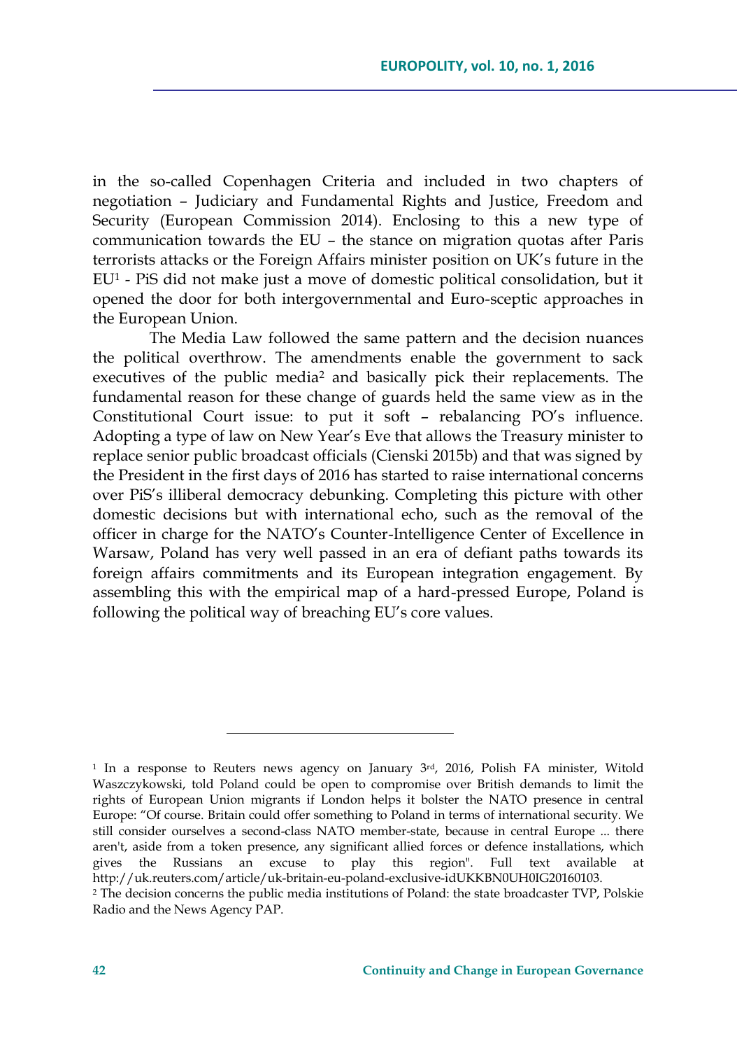in the so-called Copenhagen Criteria and included in two chapters of negotiation – Judiciary and Fundamental Rights and Justice, Freedom and Security (European Commission 2014). Enclosing to this a new type of communication towards the EU – the stance on migration quotas after Paris terrorists attacks or the Foreign Affairs minister position on UK's future in the EU[1] - PiS did not make just a move of domestic political consolidation, but it opened the door for both intergovernmental and Euro-sceptic approaches in the European Union.

The Media Law followed the same pattern and the decision nuances the political overthrow. The amendments enable the government to sack executives of the public media[2] and basically pick their replacements. The fundamental reason for these change of guards held the same view as in the Constitutional Court issue: to put it soft – rebalancing PO's influence. Adopting a type of law on New Year's Eve that allows the Treasury minister to replace senior public broadcast officials (Cienski 2015b) and that was signed by the President in the first days of 2016 has started to raise international concerns over PiS's illiberal democracy debunking. Completing this picture with other domestic decisions but with international echo, such as the removal of the officer in charge for the NATO's Counter-Intelligence Center of Excellence in Warsaw, Poland has very well passed in an era of defiant paths towards its foreign affairs commitments and its European integration engagement. By assembling this with the empirical map of a hard-pressed Europe, Poland is following the political way of breaching EU's core values.

---

[1] In a response to Reuters news agency on January 3rd, 2016, Polish FA minister, Witold Waszczykowski, told Poland could be open to compromise over British demands to limit the rights of European Union migrants if London helps it bolster the NATO presence in central Europe: "Of course. Britain could offer something to Poland in terms of international security. We still consider ourselves a second-class NATO member-state, because in central Europe ... there aren't, aside from a token presence, any significant allied forces or defence installations, which gives the Russians an excuse to play this region". Full text available at http://uk.reuters.com/article/uk-britain-eu-poland-exclusive-idUKKBN0UH0IG20160103.

[2] The decision concerns the public media institutions of Poland: the state broadcaster TVP, Polskie Radio and the News Agency PAP.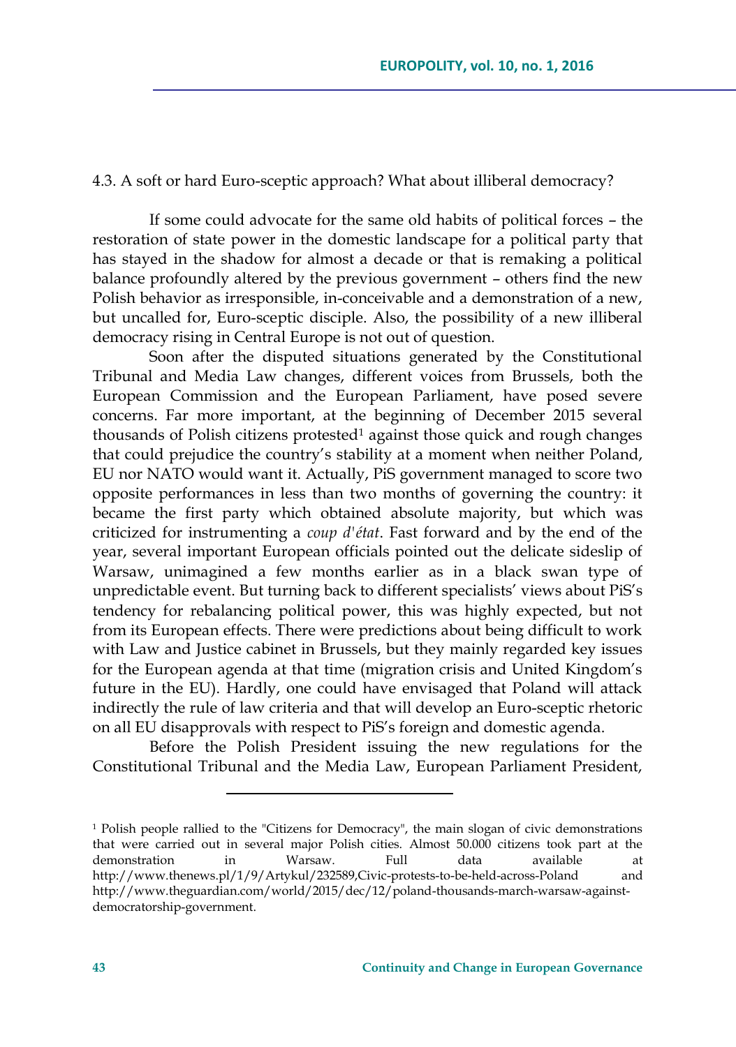### 4.3. A soft or hard Euro-sceptic approach? What about illiberal democracy?

If some could advocate for the same old habits of political forces – the restoration of state power in the domestic landscape for a political party that has stayed in the shadow for almost a decade or that is remaking a political balance profoundly altered by the previous government – others find the new Polish behavior as irresponsible, in-conceivable and a demonstration of a new, but uncalled for, Euro-sceptic disciple. Also, the possibility of a new illiberal democracy rising in Central Europe is not out of question.

Soon after the disputed situations generated by the Constitutional Tribunal and Media Law changes, different voices from Brussels, both the European Commission and the European Parliament, have posed severe concerns. Far more important, at the beginning of December 2015 several thousands of Polish citizens protested[1] against those quick and rough changes that could prejudice the country's stability at a moment when neither Poland, EU nor NATO would want it. Actually, PiS government managed to score two opposite performances in less than two months of governing the country: it became the first party which obtained absolute majority, but which was criticized for instrumenting a *coup d'état*. Fast forward and by the end of the year, several important European officials pointed out the delicate sideslip of Warsaw, unimagined a few months earlier as in a black swan type of unpredictable event. But turning back to different specialists' views about PiS's tendency for rebalancing political power, this was highly expected, but not from its European effects. There were predictions about being difficult to work with Law and Justice cabinet in Brussels, but they mainly regarded key issues for the European agenda at that time (migration crisis and United Kingdom's future in the EU). Hardly, one could have envisaged that Poland will attack indirectly the rule of law criteria and that will develop an Euro-sceptic rhetoric on all EU disapprovals with respect to PiS's foreign and domestic agenda.

Before the Polish President issuing the new regulations for the Constitutional Tribunal and the Media Law, European Parliament President,

---

[1] Polish people rallied to the "Citizens for Democracy", the main slogan of civic demonstrations that were carried out in several major Polish cities. Almost 50.000 citizens took part at the demonstration in Warsaw. Full data available at http://www.thenews.pl/1/9/Artykul/232589,Civic-protests-to-be-held-across-Poland and http://www.theguardian.com/world/2015/dec/12/poland-thousands-march-warsaw-against-democratorship-government.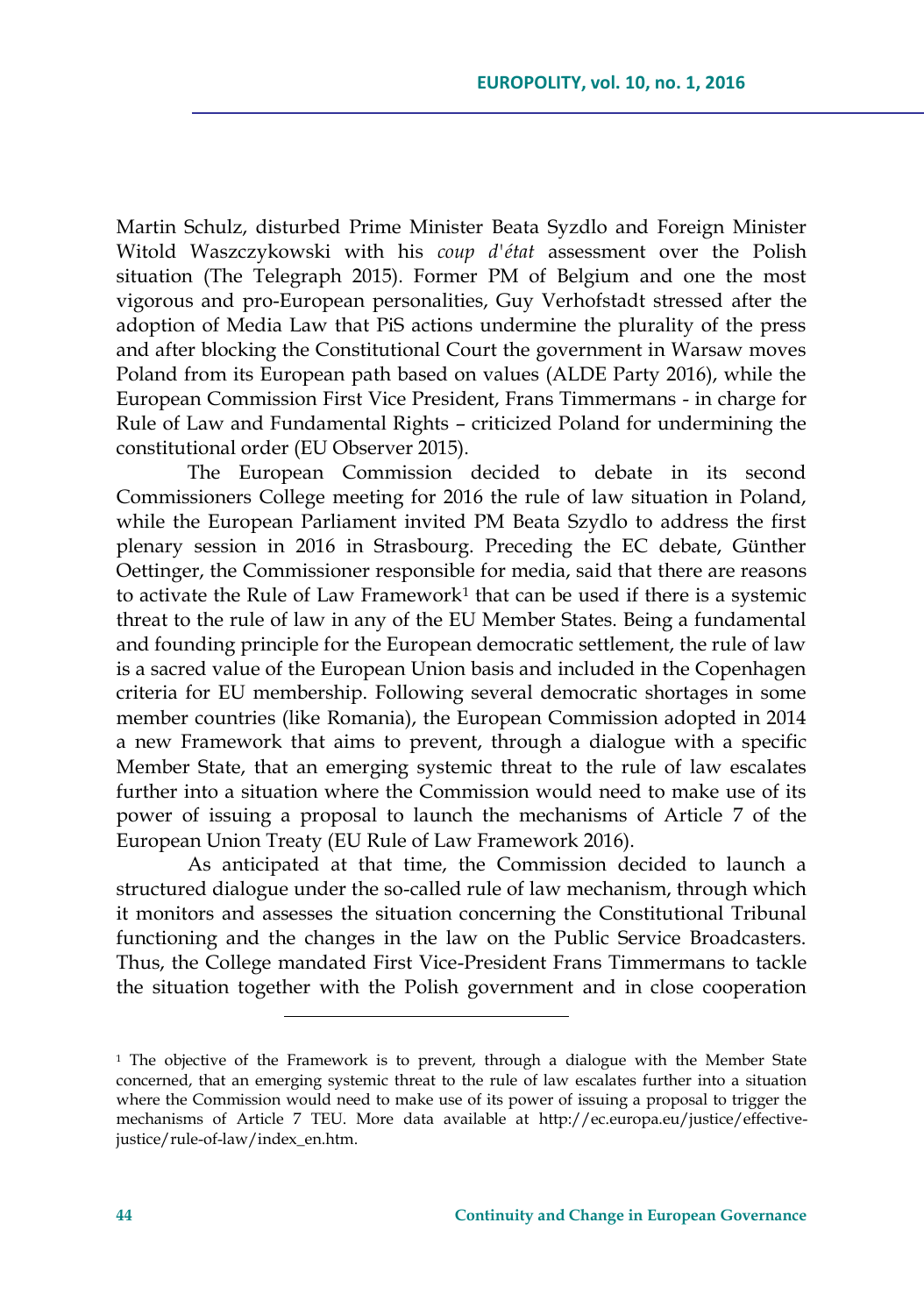Martin Schulz, disturbed Prime Minister Beata Syzdlo and Foreign Minister Witold Waszczykowski with his *coup d'état* assessment over the Polish situation (The Telegraph 2015). Former PM of Belgium and one the most vigorous and pro-European personalities, Guy Verhofstadt stressed after the adoption of Media Law that PiS actions undermine the plurality of the press and after blocking the Constitutional Court the government in Warsaw moves Poland from its European path based on values (ALDE Party 2016), while the European Commission First Vice President, Frans Timmermans - in charge for Rule of Law and Fundamental Rights – criticized Poland for undermining the constitutional order (EU Observer 2015).

The European Commission decided to debate in its second Commissioners College meeting for 2016 the rule of law situation in Poland, while the European Parliament invited PM Beata Szydlo to address the first plenary session in 2016 in Strasbourg. Preceding the EC debate, Günther Oettinger, the Commissioner responsible for media, said that there are reasons to activate the Rule of Law Framework[1] that can be used if there is a systemic threat to the rule of law in any of the EU Member States. Being a fundamental and founding principle for the European democratic settlement, the rule of law is a sacred value of the European Union basis and included in the Copenhagen criteria for EU membership. Following several democratic shortages in some member countries (like Romania), the European Commission adopted in 2014 a new Framework that aims to prevent, through a dialogue with a specific Member State, that an emerging systemic threat to the rule of law escalates further into a situation where the Commission would need to make use of its power of issuing a proposal to launch the mechanisms of Article 7 of the European Union Treaty (EU Rule of Law Framework 2016).

As anticipated at that time, the Commission decided to launch a structured dialogue under the so-called rule of law mechanism, through which it monitors and assesses the situation concerning the Constitutional Tribunal functioning and the changes in the law on the Public Service Broadcasters. Thus, the College mandated First Vice-President Frans Timmermans to tackle the situation together with the Polish government and in close cooperation

---

[1] The objective of the Framework is to prevent, through a dialogue with the Member State concerned, that an emerging systemic threat to the rule of law escalates further into a situation where the Commission would need to make use of its power of issuing a proposal to trigger the mechanisms of Article 7 TEU. More data available at http://ec.europa.eu/justice/effective-justice/rule-of-law/index_en.htm.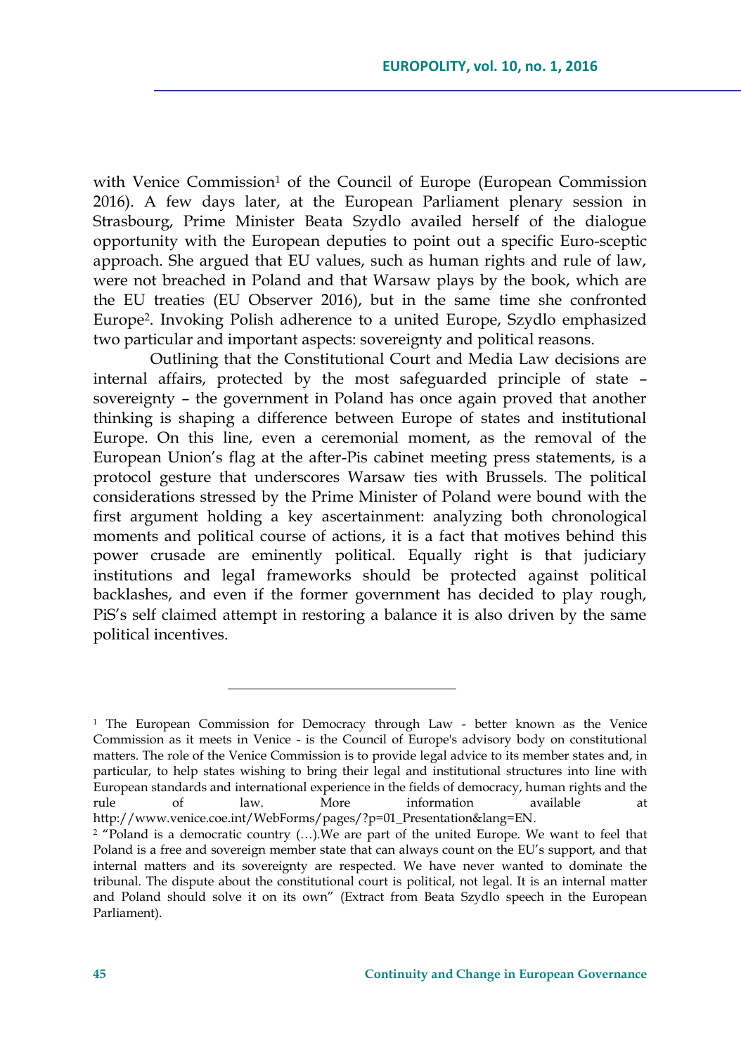with Venice Commission[1] of the Council of Europe (European Commission 2016). A few days later, at the European Parliament plenary session in Strasbourg, Prime Minister Beata Szydlo availed herself of the dialogue opportunity with the European deputies to point out a specific Euro-sceptic approach. She argued that EU values, such as human rights and rule of law, were not breached in Poland and that Warsaw plays by the book, which are the EU treaties (EU Observer 2016), but in the same time she confronted Europe[2]. Invoking Polish adherence to a united Europe, Szydlo emphasized two particular and important aspects: sovereignty and political reasons.

Outlining that the Constitutional Court and Media Law decisions are internal affairs, protected by the most safeguarded principle of state – sovereignty – the government in Poland has once again proved that another thinking is shaping a difference between Europe of states and institutional Europe. On this line, even a ceremonial moment, as the removal of the European Union's flag at the after-Pis cabinet meeting press statements, is a protocol gesture that underscores Warsaw ties with Brussels. The political considerations stressed by the Prime Minister of Poland were bound with the first argument holding a key ascertainment: analyzing both chronological moments and political course of actions, it is a fact that motives behind this power crusade are eminently political. Equally right is that judiciary institutions and legal frameworks should be protected against political backlashes, and even if the former government has decided to play rough, PiS's self claimed attempt in restoring a balance it is also driven by the same political incentives.

---

[1] The European Commission for Democracy through Law - better known as the Venice Commission as it meets in Venice - is the Council of Europe's advisory body on constitutional matters. The role of the Venice Commission is to provide legal advice to its member states and, in particular, to help states wishing to bring their legal and institutional structures into line with European standards and international experience in the fields of democracy, human rights and the rule of law. More information available at http://www.venice.coe.int/WebForms/pages/?p=01_Presentation&lang=EN.

[2] "Poland is a democratic country (…).We are part of the united Europe. We want to feel that Poland is a free and sovereign member state that can always count on the EU's support, and that internal matters and its sovereignty are respected. We have never wanted to dominate the tribunal. The dispute about the constitutional court is political, not legal. It is an internal matter and Poland should solve it on its own" (Extract from Beata Szydlo speech in the European Parliament).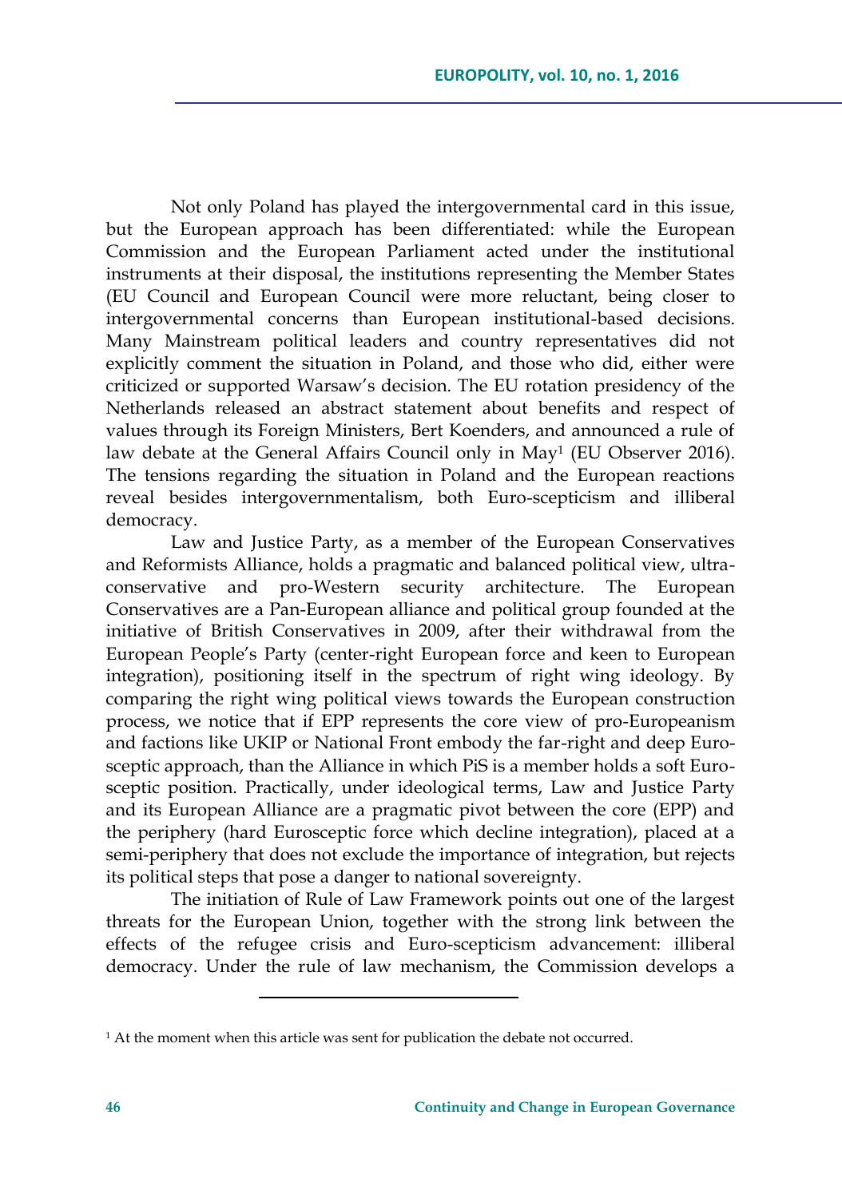Not only Poland has played the intergovernmental card in this issue, but the European approach has been differentiated: while the European Commission and the European Parliament acted under the institutional instruments at their disposal, the institutions representing the Member States (EU Council and European Council were more reluctant, being closer to intergovernmental concerns than European institutional-based decisions. Many Mainstream political leaders and country representatives did not explicitly comment the situation in Poland, and those who did, either were criticized or supported Warsaw's decision. The EU rotation presidency of the Netherlands released an abstract statement about benefits and respect of values through its Foreign Ministers, Bert Koenders, and announced a rule of law debate at the General Affairs Council only in May[1] (EU Observer 2016). The tensions regarding the situation in Poland and the European reactions reveal besides intergovernmentalism, both Euro-scepticism and illiberal democracy.

Law and Justice Party, as a member of the European Conservatives and Reformists Alliance, holds a pragmatic and balanced political view, ultra-conservative and pro-Western security architecture. The European Conservatives are a Pan-European alliance and political group founded at the initiative of British Conservatives in 2009, after their withdrawal from the European People's Party (center-right European force and keen to European integration), positioning itself in the spectrum of right wing ideology. By comparing the right wing political views towards the European construction process, we notice that if EPP represents the core view of pro-Europeanism and factions like UKIP or National Front embody the far-right and deep Euro-sceptic approach, than the Alliance in which PiS is a member holds a soft Euro-sceptic position. Practically, under ideological terms, Law and Justice Party and its European Alliance are a pragmatic pivot between the core (EPP) and the periphery (hard Eurosceptic force which decline integration), placed at a semi-periphery that does not exclude the importance of integration, but rejects its political steps that pose a danger to national sovereignty.

The initiation of Rule of Law Framework points out one of the largest threats for the European Union, together with the strong link between the effects of the refugee crisis and Euro-scepticism advancement: illiberal democracy. Under the rule of law mechanism, the Commission develops a

---

[1] At the moment when this article was sent for publication the debate not occurred.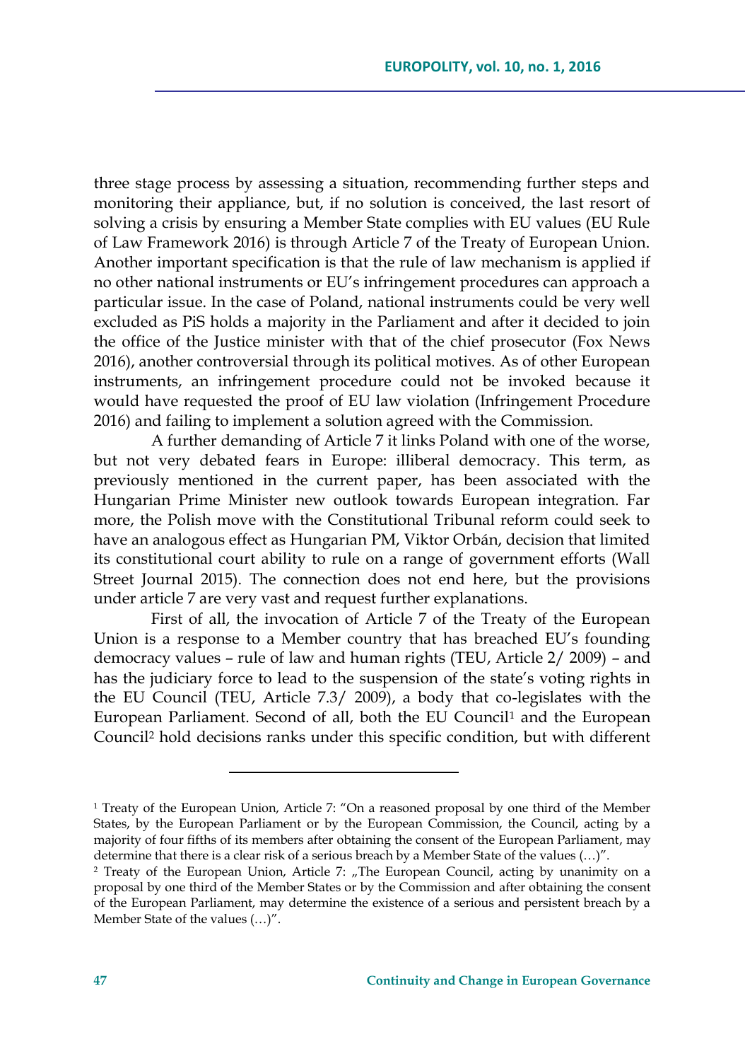three stage process by assessing a situation, recommending further steps and monitoring their appliance, but, if no solution is conceived, the last resort of solving a crisis by ensuring a Member State complies with EU values (EU Rule of Law Framework 2016) is through Article 7 of the Treaty of European Union. Another important specification is that the rule of law mechanism is applied if no other national instruments or EU's infringement procedures can approach a particular issue. In the case of Poland, national instruments could be very well excluded as PiS holds a majority in the Parliament and after it decided to join the office of the Justice minister with that of the chief prosecutor (Fox News 2016), another controversial through its political motives. As of other European instruments, an infringement procedure could not be invoked because it would have requested the proof of EU law violation (Infringement Procedure 2016) and failing to implement a solution agreed with the Commission.

A further demanding of Article 7 it links Poland with one of the worse, but not very debated fears in Europe: illiberal democracy. This term, as previously mentioned in the current paper, has been associated with the Hungarian Prime Minister new outlook towards European integration. Far more, the Polish move with the Constitutional Tribunal reform could seek to have an analogous effect as Hungarian PM, Viktor Orbán, decision that limited its constitutional court ability to rule on a range of government efforts (Wall Street Journal 2015). The connection does not end here, but the provisions under article 7 are very vast and request further explanations.

First of all, the invocation of Article 7 of the Treaty of the European Union is a response to a Member country that has breached EU's founding democracy values – rule of law and human rights (TEU, Article 2/ 2009) – and has the judiciary force to lead to the suspension of the state's voting rights in the EU Council (TEU, Article 7.3/ 2009), a body that co-legislates with the European Parliament. Second of all, both the EU Council[1] and the European Council[2] hold decisions ranks under this specific condition, but with different

---

[1] Treaty of the European Union, Article 7: "On a reasoned proposal by one third of the Member States, by the European Parliament or by the European Commission, the Council, acting by a majority of four fifths of its members after obtaining the consent of the European Parliament, may determine that there is a clear risk of a serious breach by a Member State of the values (…)".

[2] Treaty of the European Union, Article 7: „The European Council, acting by unanimity on a proposal by one third of the Member States or by the Commission and after obtaining the consent of the European Parliament, may determine the existence of a serious and persistent breach by a Member State of the values (…)".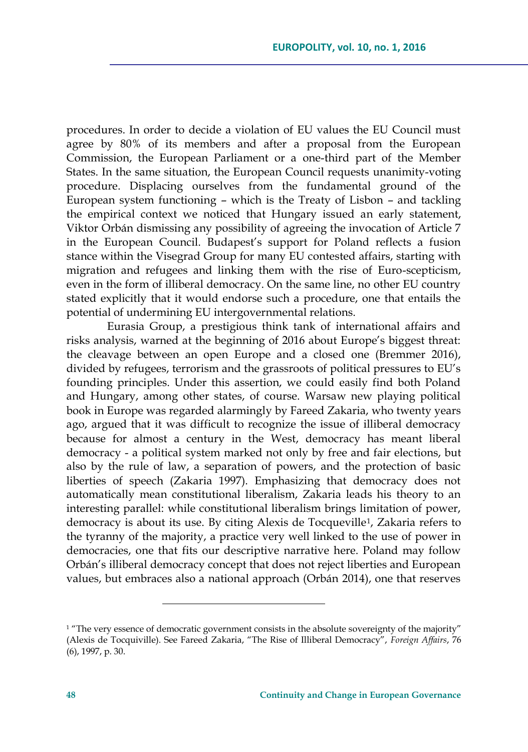procedures. In order to decide a violation of EU values the EU Council must agree by 80% of its members and after a proposal from the European Commission, the European Parliament or a one-third part of the Member States. In the same situation, the European Council requests unanimity-voting procedure. Displacing ourselves from the fundamental ground of the European system functioning – which is the Treaty of Lisbon – and tackling the empirical context we noticed that Hungary issued an early statement, Viktor Orbán dismissing any possibility of agreeing the invocation of Article 7 in the European Council. Budapest's support for Poland reflects a fusion stance within the Visegrad Group for many EU contested affairs, starting with migration and refugees and linking them with the rise of Euro-scepticism, even in the form of illiberal democracy. On the same line, no other EU country stated explicitly that it would endorse such a procedure, one that entails the potential of undermining EU intergovernmental relations.

Eurasia Group, a prestigious think tank of international affairs and risks analysis, warned at the beginning of 2016 about Europe's biggest threat: the cleavage between an open Europe and a closed one (Bremmer 2016), divided by refugees, terrorism and the grassroots of political pressures to EU's founding principles. Under this assertion, we could easily find both Poland and Hungary, among other states, of course. Warsaw new playing political book in Europe was regarded alarmingly by Fareed Zakaria, who twenty years ago, argued that it was difficult to recognize the issue of illiberal democracy because for almost a century in the West, democracy has meant liberal democracy - a political system marked not only by free and fair elections, but also by the rule of law, a separation of powers, and the protection of basic liberties of speech (Zakaria 1997). Emphasizing that democracy does not automatically mean constitutional liberalism, Zakaria leads his theory to an interesting parallel: while constitutional liberalism brings limitation of power, democracy is about its use. By citing Alexis de Tocqueville[1], Zakaria refers to the tyranny of the majority, a practice very well linked to the use of power in democracies, one that fits our descriptive narrative here. Poland may follow Orbán's illiberal democracy concept that does not reject liberties and European values, but embraces also a national approach (Orbán 2014), one that reserves

---

[1] "The very essence of democratic government consists in the absolute sovereignty of the majority" (Alexis de Tocquiville). See Fareed Zakaria, "The Rise of Illiberal Democracy", *Foreign Affairs*, 76 (6), 1997, p. 30.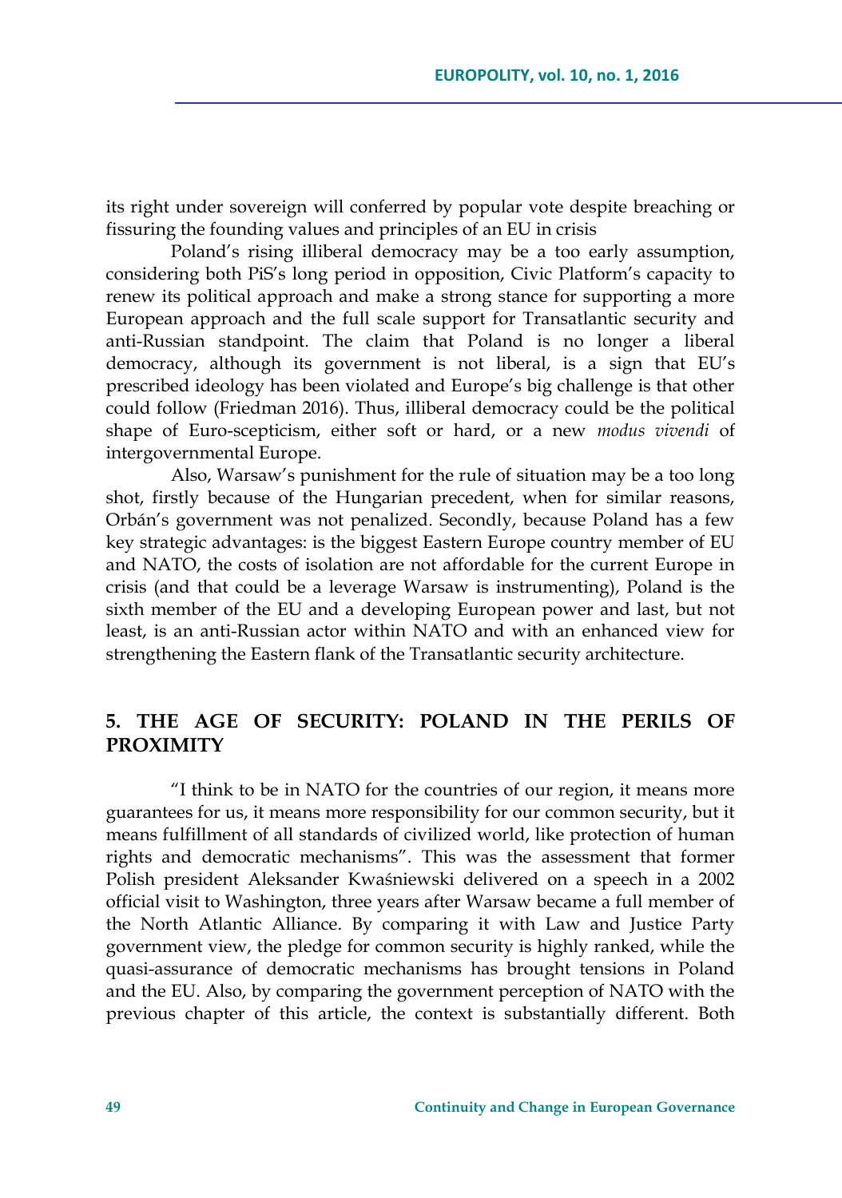its right under sovereign will conferred by popular vote despite breaching or fissuring the founding values and principles of an EU in crisis

Poland's rising illiberal democracy may be a too early assumption, considering both PiS's long period in opposition, Civic Platform's capacity to renew its political approach and make a strong stance for supporting a more European approach and the full scale support for Transatlantic security and anti-Russian standpoint. The claim that Poland is no longer a liberal democracy, although its government is not liberal, is a sign that EU's prescribed ideology has been violated and Europe's big challenge is that other could follow (Friedman 2016). Thus, illiberal democracy could be the political shape of Euro-scepticism, either soft or hard, or a new *modus vivendi* of intergovernmental Europe.

Also, Warsaw's punishment for the rule of situation may be a too long shot, firstly because of the Hungarian precedent, when for similar reasons, Orbán's government was not penalized. Secondly, because Poland has a few key strategic advantages: is the biggest Eastern Europe country member of EU and NATO, the costs of isolation are not affordable for the current Europe in crisis (and that could be a leverage Warsaw is instrumenting), Poland is the sixth member of the EU and a developing European power and last, but not least, is an anti-Russian actor within NATO and with an enhanced view for strengthening the Eastern flank of the Transatlantic security architecture.

## 5. THE AGE OF SECURITY: POLAND IN THE PERILS OF PROXIMITY

"I think to be in NATO for the countries of our region, it means more guarantees for us, it means more responsibility for our common security, but it means fulfillment of all standards of civilized world, like protection of human rights and democratic mechanisms". This was the assessment that former Polish president Aleksander Kwaśniewski delivered on a speech in a 2002 official visit to Washington, three years after Warsaw became a full member of the North Atlantic Alliance. By comparing it with Law and Justice Party government view, the pledge for common security is highly ranked, while the quasi-assurance of democratic mechanisms has brought tensions in Poland and the EU. Also, by comparing the government perception of NATO with the previous chapter of this article, the context is substantially different. Both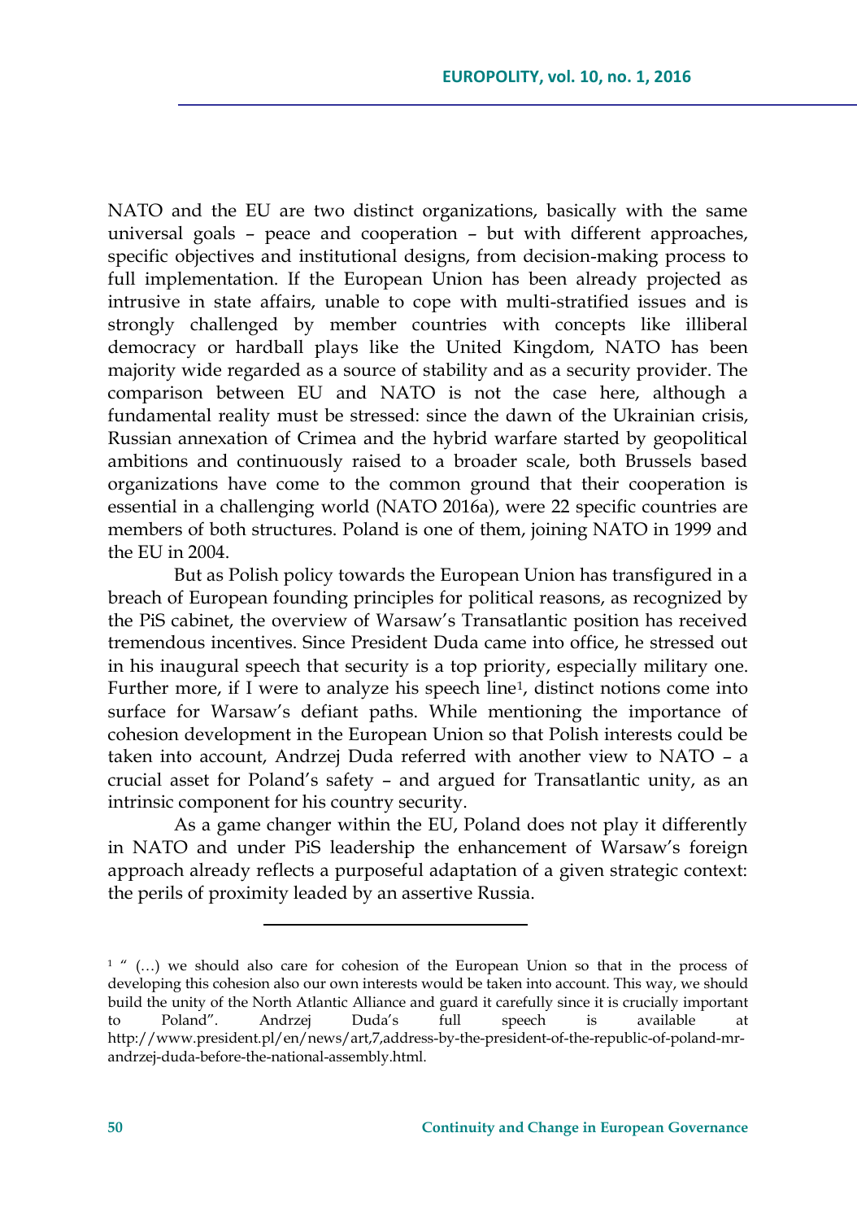NATO and the EU are two distinct organizations, basically with the same universal goals – peace and cooperation – but with different approaches, specific objectives and institutional designs, from decision-making process to full implementation. If the European Union has been already projected as intrusive in state affairs, unable to cope with multi-stratified issues and is strongly challenged by member countries with concepts like illiberal democracy or hardball plays like the United Kingdom, NATO has been majority wide regarded as a source of stability and as a security provider. The comparison between EU and NATO is not the case here, although a fundamental reality must be stressed: since the dawn of the Ukrainian crisis, Russian annexation of Crimea and the hybrid warfare started by geopolitical ambitions and continuously raised to a broader scale, both Brussels based organizations have come to the common ground that their cooperation is essential in a challenging world (NATO 2016a), were 22 specific countries are members of both structures. Poland is one of them, joining NATO in 1999 and the EU in 2004.

But as Polish policy towards the European Union has transfigured in a breach of European founding principles for political reasons, as recognized by the PiS cabinet, the overview of Warsaw's Transatlantic position has received tremendous incentives. Since President Duda came into office, he stressed out in his inaugural speech that security is a top priority, especially military one. Further more, if I were to analyze his speech line[1], distinct notions come into surface for Warsaw's defiant paths. While mentioning the importance of cohesion development in the European Union so that Polish interests could be taken into account, Andrzej Duda referred with another view to NATO – a crucial asset for Poland's safety – and argued for Transatlantic unity, as an intrinsic component for his country security.

As a game changer within the EU, Poland does not play it differently in NATO and under PiS leadership the enhancement of Warsaw's foreign approach already reflects a purposeful adaptation of a given strategic context: the perils of proximity leaded by an assertive Russia.

---

[1] " (…) we should also care for cohesion of the European Union so that in the process of developing this cohesion also our own interests would be taken into account. This way, we should build the unity of the North Atlantic Alliance and guard it carefully since it is crucially important to Poland". Andrzej Duda's full speech is available at http://www.president.pl/en/news/art,7,address-by-the-president-of-the-republic-of-poland-mr-andrzej-duda-before-the-national-assembly.html.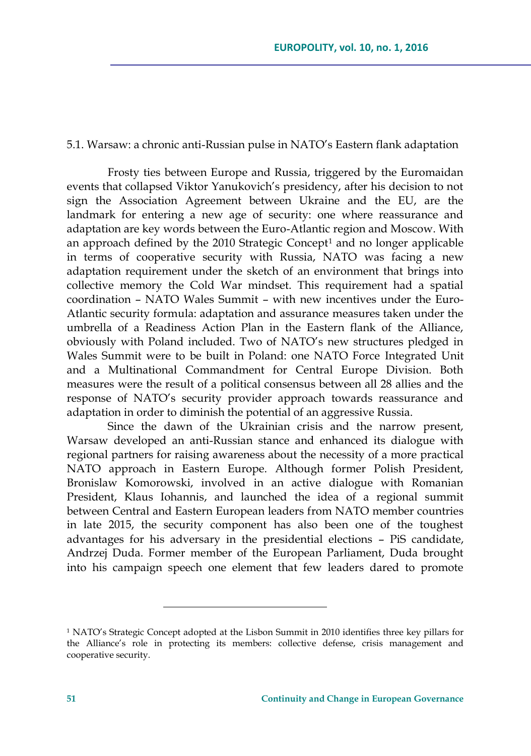### 5.1. Warsaw: a chronic anti-Russian pulse in NATO's Eastern flank adaptation

Frosty ties between Europe and Russia, triggered by the Euromaidan events that collapsed Viktor Yanukovich's presidency, after his decision to not sign the Association Agreement between Ukraine and the EU, are the landmark for entering a new age of security: one where reassurance and adaptation are key words between the Euro-Atlantic region and Moscow. With an approach defined by the 2010 Strategic Concept[1] and no longer applicable in terms of cooperative security with Russia, NATO was facing a new adaptation requirement under the sketch of an environment that brings into collective memory the Cold War mindset. This requirement had a spatial coordination – NATO Wales Summit – with new incentives under the Euro-Atlantic security formula: adaptation and assurance measures taken under the umbrella of a Readiness Action Plan in the Eastern flank of the Alliance, obviously with Poland included. Two of NATO's new structures pledged in Wales Summit were to be built in Poland: one NATO Force Integrated Unit and a Multinational Commandment for Central Europe Division. Both measures were the result of a political consensus between all 28 allies and the response of NATO's security provider approach towards reassurance and adaptation in order to diminish the potential of an aggressive Russia.

Since the dawn of the Ukrainian crisis and the narrow present, Warsaw developed an anti-Russian stance and enhanced its dialogue with regional partners for raising awareness about the necessity of a more practical NATO approach in Eastern Europe. Although former Polish President, Bronislaw Komorowski, involved in an active dialogue with Romanian President, Klaus Iohannis, and launched the idea of a regional summit between Central and Eastern European leaders from NATO member countries in late 2015, the security component has also been one of the toughest advantages for his adversary in the presidential elections – PiS candidate, Andrzej Duda. Former member of the European Parliament, Duda brought into his campaign speech one element that few leaders dared to promote

---

[1] NATO's Strategic Concept adopted at the Lisbon Summit in 2010 identifies three key pillars for the Alliance's role in protecting its members: collective defense, crisis management and cooperative security.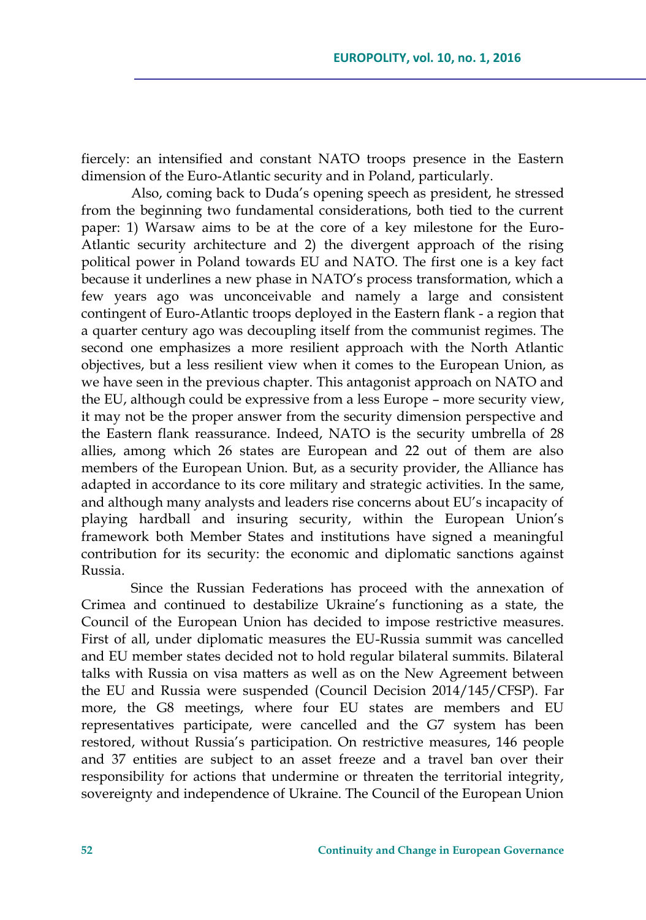fiercely: an intensified and constant NATO troops presence in the Eastern dimension of the Euro-Atlantic security and in Poland, particularly.

Also, coming back to Duda's opening speech as president, he stressed from the beginning two fundamental considerations, both tied to the current paper: 1) Warsaw aims to be at the core of a key milestone for the Euro-Atlantic security architecture and 2) the divergent approach of the rising political power in Poland towards EU and NATO. The first one is a key fact because it underlines a new phase in NATO's process transformation, which a few years ago was unconceivable and namely a large and consistent contingent of Euro-Atlantic troops deployed in the Eastern flank - a region that a quarter century ago was decoupling itself from the communist regimes. The second one emphasizes a more resilient approach with the North Atlantic objectives, but a less resilient view when it comes to the European Union, as we have seen in the previous chapter. This antagonist approach on NATO and the EU, although could be expressive from a less Europe – more security view, it may not be the proper answer from the security dimension perspective and the Eastern flank reassurance. Indeed, NATO is the security umbrella of 28 allies, among which 26 states are European and 22 out of them are also members of the European Union. But, as a security provider, the Alliance has adapted in accordance to its core military and strategic activities. In the same, and although many analysts and leaders rise concerns about EU's incapacity of playing hardball and insuring security, within the European Union's framework both Member States and institutions have signed a meaningful contribution for its security: the economic and diplomatic sanctions against Russia.

Since the Russian Federations has proceed with the annexation of Crimea and continued to destabilize Ukraine's functioning as a state, the Council of the European Union has decided to impose restrictive measures. First of all, under diplomatic measures the EU-Russia summit was cancelled and EU member states decided not to hold regular bilateral summits. Bilateral talks with Russia on visa matters as well as on the New Agreement between the EU and Russia were suspended (Council Decision 2014/145/CFSP). Far more, the G8 meetings, where four EU states are members and EU representatives participate, were cancelled and the G7 system has been restored, without Russia's participation. On restrictive measures, 146 people and 37 entities are subject to an asset freeze and a travel ban over their responsibility for actions that undermine or threaten the territorial integrity, sovereignty and independence of Ukraine. The Council of the European Union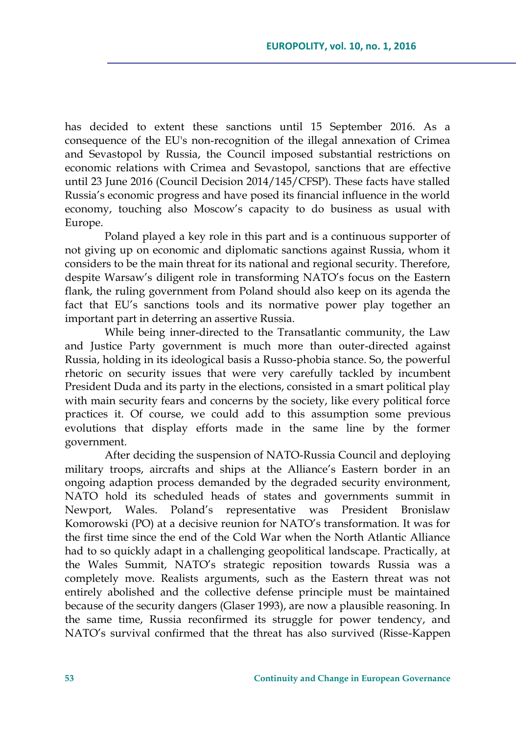has decided to extent these sanctions until 15 September 2016. As a consequence of the EU's non-recognition of the illegal annexation of Crimea and Sevastopol by Russia, the Council imposed substantial restrictions on economic relations with Crimea and Sevastopol, sanctions that are effective until 23 June 2016 (Council Decision 2014/145/CFSP). These facts have stalled Russia's economic progress and have posed its financial influence in the world economy, touching also Moscow's capacity to do business as usual with Europe.

Poland played a key role in this part and is a continuous supporter of not giving up on economic and diplomatic sanctions against Russia, whom it considers to be the main threat for its national and regional security. Therefore, despite Warsaw's diligent role in transforming NATO's focus on the Eastern flank, the ruling government from Poland should also keep on its agenda the fact that EU's sanctions tools and its normative power play together an important part in deterring an assertive Russia.

While being inner-directed to the Transatlantic community, the Law and Justice Party government is much more than outer-directed against Russia, holding in its ideological basis a Russo-phobia stance. So, the powerful rhetoric on security issues that were very carefully tackled by incumbent President Duda and its party in the elections, consisted in a smart political play with main security fears and concerns by the society, like every political force practices it. Of course, we could add to this assumption some previous evolutions that display efforts made in the same line by the former government.

After deciding the suspension of NATO-Russia Council and deploying military troops, aircrafts and ships at the Alliance's Eastern border in an ongoing adaption process demanded by the degraded security environment, NATO hold its scheduled heads of states and governments summit in Newport, Wales. Poland's representative was President Bronislaw Komorowski (PO) at a decisive reunion for NATO's transformation. It was for the first time since the end of the Cold War when the North Atlantic Alliance had to so quickly adapt in a challenging geopolitical landscape. Practically, at the Wales Summit, NATO's strategic reposition towards Russia was a completely move. Realists arguments, such as the Eastern threat was not entirely abolished and the collective defense principle must be maintained because of the security dangers (Glaser 1993), are now a plausible reasoning. In the same time, Russia reconfirmed its struggle for power tendency, and NATO's survival confirmed that the threat has also survived (Risse-Kappen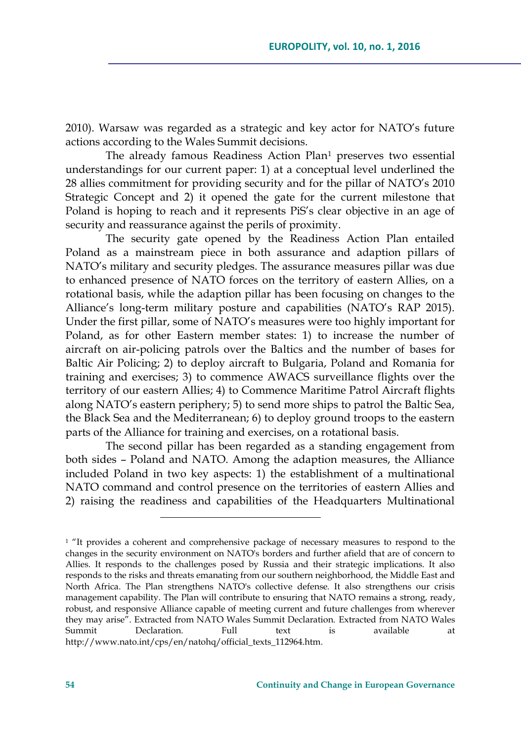2010). Warsaw was regarded as a strategic and key actor for NATO's future actions according to the Wales Summit decisions.

The already famous Readiness Action Plan[1] preserves two essential understandings for our current paper: 1) at a conceptual level underlined the 28 allies commitment for providing security and for the pillar of NATO's 2010 Strategic Concept and 2) it opened the gate for the current milestone that Poland is hoping to reach and it represents PiS's clear objective in an age of security and reassurance against the perils of proximity.

The security gate opened by the Readiness Action Plan entailed Poland as a mainstream piece in both assurance and adaption pillars of NATO's military and security pledges. The assurance measures pillar was due to enhanced presence of NATO forces on the territory of eastern Allies, on a rotational basis, while the adaption pillar has been focusing on changes to the Alliance's long-term military posture and capabilities (NATO's RAP 2015). Under the first pillar, some of NATO's measures were too highly important for Poland, as for other Eastern member states: 1) to increase the number of aircraft on air-policing patrols over the Baltics and the number of bases for Baltic Air Policing; 2) to deploy aircraft to Bulgaria, Poland and Romania for training and exercises; 3) to commence AWACS surveillance flights over the territory of our eastern Allies; 4) to Commence Maritime Patrol Aircraft flights along NATO's eastern periphery; 5) to send more ships to patrol the Baltic Sea, the Black Sea and the Mediterranean; 6) to deploy ground troops to the eastern parts of the Alliance for training and exercises, on a rotational basis.

The second pillar has been regarded as a standing engagement from both sides – Poland and NATO. Among the adaption measures, the Alliance included Poland in two key aspects: 1) the establishment of a multinational NATO command and control presence on the territories of eastern Allies and 2) raising the readiness and capabilities of the Headquarters Multinational

---

[1] "It provides a coherent and comprehensive package of necessary measures to respond to the changes in the security environment on NATO's borders and further afield that are of concern to Allies. It responds to the challenges posed by Russia and their strategic implications. It also responds to the risks and threats emanating from our southern neighborhood, the Middle East and North Africa. The Plan strengthens NATO's collective defense. It also strengthens our crisis management capability. The Plan will contribute to ensuring that NATO remains a strong, ready, robust, and responsive Alliance capable of meeting current and future challenges from wherever they may arise". Extracted from NATO Wales Summit Declaration. Extracted from NATO Wales Summit Declaration. Full text is available at http://www.nato.int/cps/en/natohq/official_texts_112964.htm.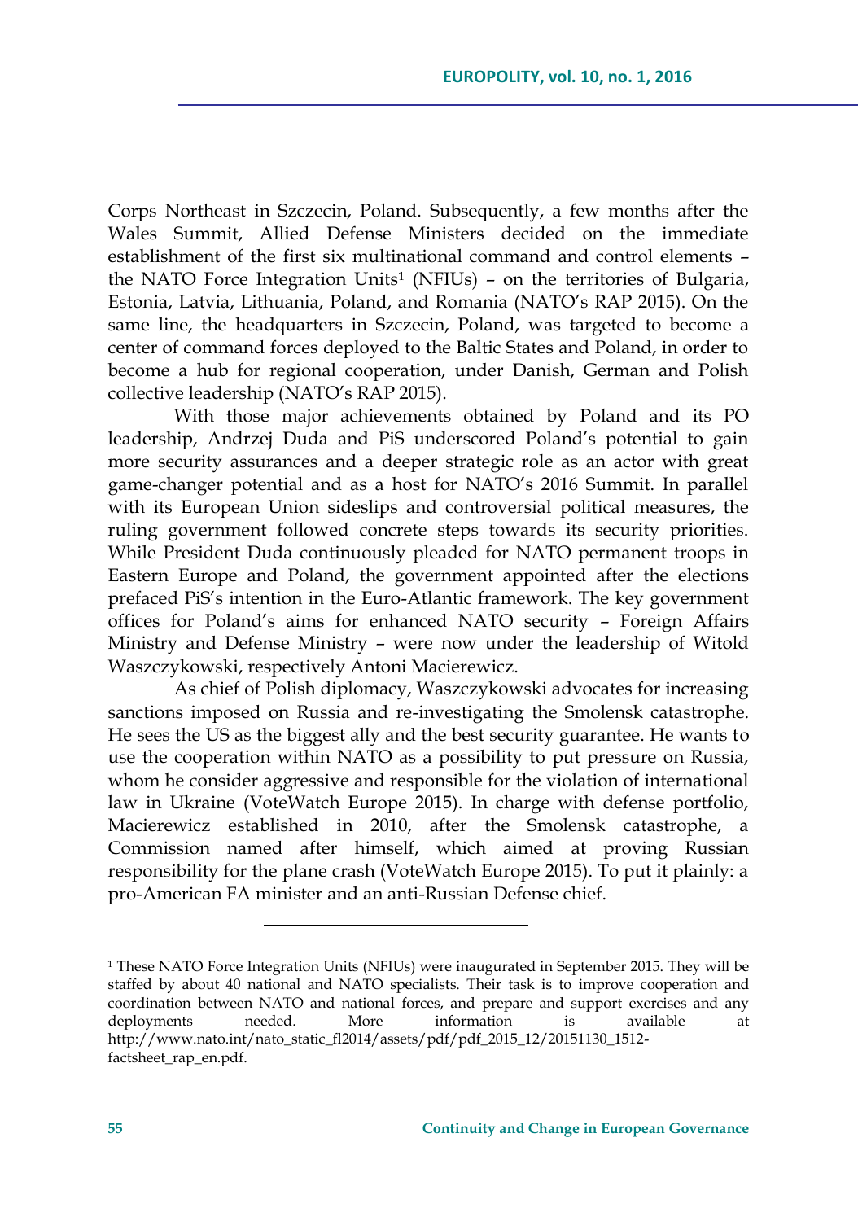Corps Northeast in Szczecin, Poland. Subsequently, a few months after the Wales Summit, Allied Defense Ministers decided on the immediate establishment of the first six multinational command and control elements – the NATO Force Integration Units[1] (NFIUs) – on the territories of Bulgaria, Estonia, Latvia, Lithuania, Poland, and Romania (NATO's RAP 2015). On the same line, the headquarters in Szczecin, Poland, was targeted to become a center of command forces deployed to the Baltic States and Poland, in order to become a hub for regional cooperation, under Danish, German and Polish collective leadership (NATO's RAP 2015).

With those major achievements obtained by Poland and its PO leadership, Andrzej Duda and PiS underscored Poland's potential to gain more security assurances and a deeper strategic role as an actor with great game-changer potential and as a host for NATO's 2016 Summit. In parallel with its European Union sideslips and controversial political measures, the ruling government followed concrete steps towards its security priorities. While President Duda continuously pleaded for NATO permanent troops in Eastern Europe and Poland, the government appointed after the elections prefaced PiS's intention in the Euro-Atlantic framework. The key government offices for Poland's aims for enhanced NATO security – Foreign Affairs Ministry and Defense Ministry – were now under the leadership of Witold Waszczykowski, respectively Antoni Macierewicz.

As chief of Polish diplomacy, Waszczykowski advocates for increasing sanctions imposed on Russia and re-investigating the Smolensk catastrophe. He sees the US as the biggest ally and the best security guarantee. He wants to use the cooperation within NATO as a possibility to put pressure on Russia, whom he consider aggressive and responsible for the violation of international law in Ukraine (VoteWatch Europe 2015). In charge with defense portfolio, Macierewicz established in 2010, after the Smolensk catastrophe, a Commission named after himself, which aimed at proving Russian responsibility for the plane crash (VoteWatch Europe 2015). To put it plainly: a pro-American FA minister and an anti-Russian Defense chief.

---

[1] These NATO Force Integration Units (NFIUs) were inaugurated in September 2015. They will be staffed by about 40 national and NATO specialists. Their task is to improve cooperation and coordination between NATO and national forces, and prepare and support exercises and any deployments needed. More information is available at http://www.nato.int/nato_static_fl2014/assets/pdf/pdf_2015_12/20151130_1512-factsheet_rap_en.pdf.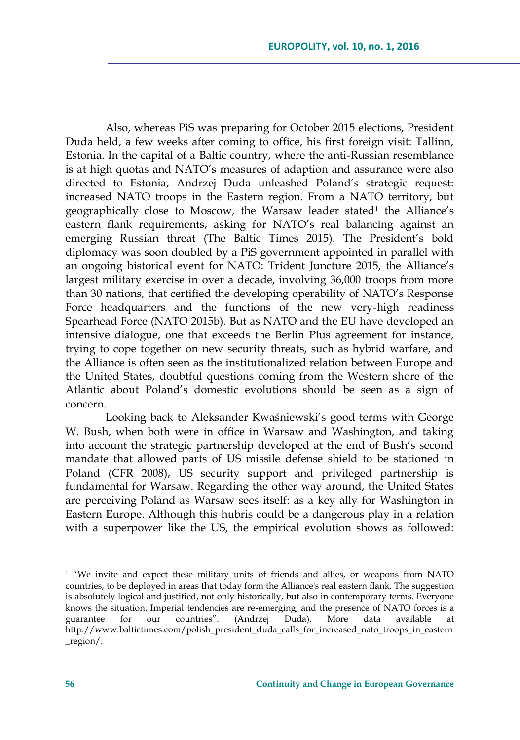Also, whereas PiS was preparing for October 2015 elections, President Duda held, a few weeks after coming to office, his first foreign visit: Tallinn, Estonia. In the capital of a Baltic country, where the anti-Russian resemblance is at high quotas and NATO's measures of adaption and assurance were also directed to Estonia, Andrzej Duda unleashed Poland's strategic request: increased NATO troops in the Eastern region. From a NATO territory, but geographically close to Moscow, the Warsaw leader stated[1] the Alliance's eastern flank requirements, asking for NATO's real balancing against an emerging Russian threat (The Baltic Times 2015). The President's bold diplomacy was soon doubled by a PiS government appointed in parallel with an ongoing historical event for NATO: Trident Juncture 2015, the Alliance's largest military exercise in over a decade, involving 36,000 troops from more than 30 nations, that certified the developing operability of NATO's Response Force headquarters and the functions of the new very-high readiness Spearhead Force (NATO 2015b). But as NATO and the EU have developed an intensive dialogue, one that exceeds the Berlin Plus agreement for instance, trying to cope together on new security threats, such as hybrid warfare, and the Alliance is often seen as the institutionalized relation between Europe and the United States, doubtful questions coming from the Western shore of the Atlantic about Poland's domestic evolutions should be seen as a sign of concern.

Looking back to Aleksander Kwaśniewski's good terms with George W. Bush, when both were in office in Warsaw and Washington, and taking into account the strategic partnership developed at the end of Bush's second mandate that allowed parts of US missile defense shield to be stationed in Poland (CFR 2008), US security support and privileged partnership is fundamental for Warsaw. Regarding the other way around, the United States are perceiving Poland as Warsaw sees itself: as a key ally for Washington in Eastern Europe. Although this hubris could be a dangerous play in a relation with a superpower like the US, the empirical evolution shows as followed:

---

[1] "We invite and expect these military units of friends and allies, or weapons from NATO countries, to be deployed in areas that today form the Alliance's real eastern flank. The suggestion is absolutely logical and justified, not only historically, but also in contemporary terms. Everyone knows the situation. Imperial tendencies are re-emerging, and the presence of NATO forces is a guarantee for our countries". (Andrzej Duda). More data available at http://www.baltictimes.com/polish_president_duda_calls_for_increased_nato_troops_in_eastern_region/.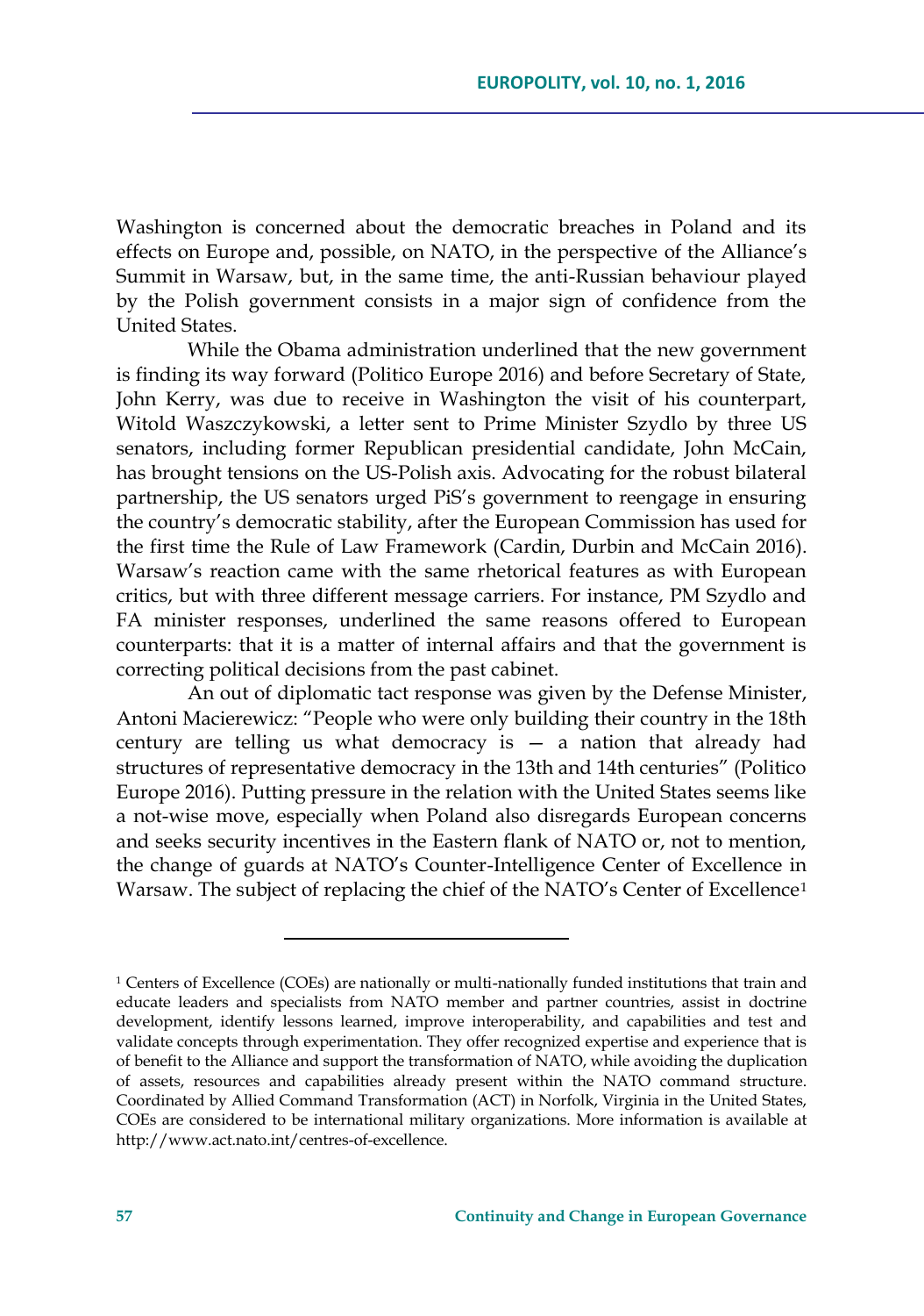Washington is concerned about the democratic breaches in Poland and its effects on Europe and, possible, on NATO, in the perspective of the Alliance's Summit in Warsaw, but, in the same time, the anti-Russian behaviour played by the Polish government consists in a major sign of confidence from the United States.

While the Obama administration underlined that the new government is finding its way forward (Politico Europe 2016) and before Secretary of State, John Kerry, was due to receive in Washington the visit of his counterpart, Witold Waszczykowski, a letter sent to Prime Minister Szydlo by three US senators, including former Republican presidential candidate, John McCain, has brought tensions on the US-Polish axis. Advocating for the robust bilateral partnership, the US senators urged PiS's government to reengage in ensuring the country's democratic stability, after the European Commission has used for the first time the Rule of Law Framework (Cardin, Durbin and McCain 2016). Warsaw's reaction came with the same rhetorical features as with European critics, but with three different message carriers. For instance, PM Szydlo and FA minister responses, underlined the same reasons offered to European counterparts: that it is a matter of internal affairs and that the government is correcting political decisions from the past cabinet.

An out of diplomatic tact response was given by the Defense Minister, Antoni Macierewicz: "People who were only building their country in the 18th century are telling us what democracy is — a nation that already had structures of representative democracy in the 13th and 14th centuries" (Politico Europe 2016). Putting pressure in the relation with the United States seems like a not-wise move, especially when Poland also disregards European concerns and seeks security incentives in the Eastern flank of NATO or, not to mention, the change of guards at NATO's Counter-Intelligence Center of Excellence in Warsaw. The subject of replacing the chief of the NATO's Center of Excellence[1]

---

[1] Centers of Excellence (COEs) are nationally or multi-nationally funded institutions that train and educate leaders and specialists from NATO member and partner countries, assist in doctrine development, identify lessons learned, improve interoperability, and capabilities and test and validate concepts through experimentation. They offer recognized expertise and experience that is of benefit to the Alliance and support the transformation of NATO, while avoiding the duplication of assets, resources and capabilities already present within the NATO command structure. Coordinated by Allied Command Transformation (ACT) in Norfolk, Virginia in the United States, COEs are considered to be international military organizations. More information is available at http://www.act.nato.int/centres-of-excellence.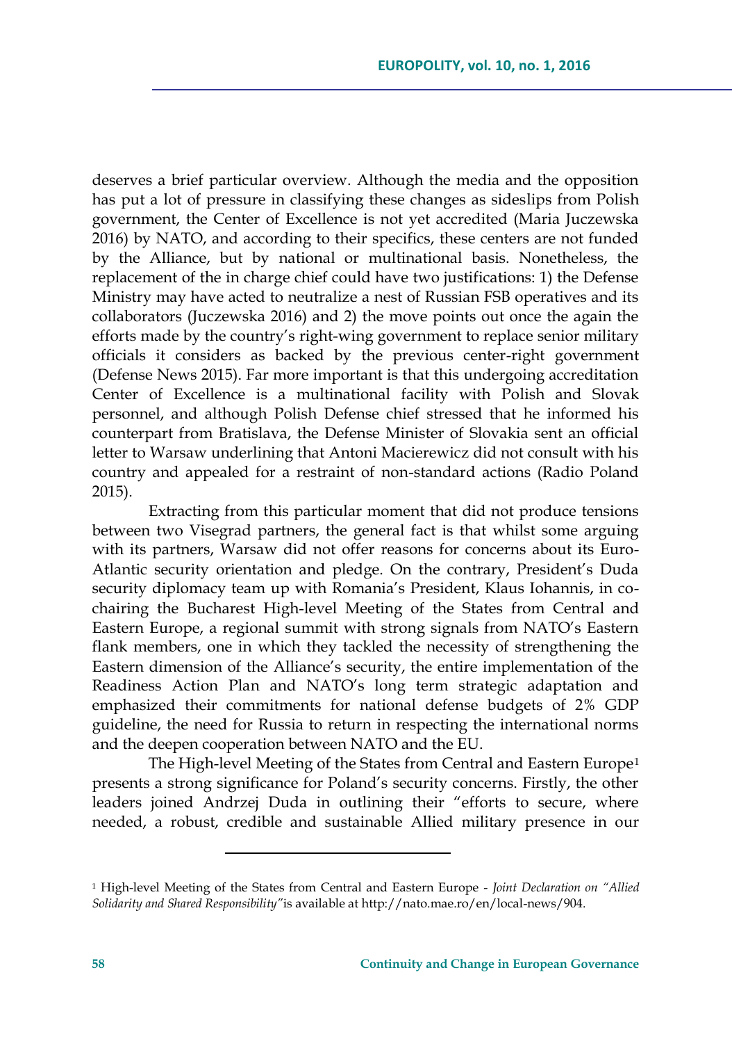deserves a brief particular overview. Although the media and the opposition has put a lot of pressure in classifying these changes as sideslips from Polish government, the Center of Excellence is not yet accredited (Maria Juczewska 2016) by NATO, and according to their specifics, these centers are not funded by the Alliance, but by national or multinational basis. Nonetheless, the replacement of the in charge chief could have two justifications: 1) the Defense Ministry may have acted to neutralize a nest of Russian FSB operatives and its collaborators (Juczewska 2016) and 2) the move points out once the again the efforts made by the country's right-wing government to replace senior military officials it considers as backed by the previous center-right government (Defense News 2015). Far more important is that this undergoing accreditation Center of Excellence is a multinational facility with Polish and Slovak personnel, and although Polish Defense chief stressed that he informed his counterpart from Bratislava, the Defense Minister of Slovakia sent an official letter to Warsaw underlining that Antoni Macierewicz did not consult with his country and appealed for a restraint of non-standard actions (Radio Poland 2015).

Extracting from this particular moment that did not produce tensions between two Visegrad partners, the general fact is that whilst some arguing with its partners, Warsaw did not offer reasons for concerns about its Euro-Atlantic security orientation and pledge. On the contrary, President's Duda security diplomacy team up with Romania's President, Klaus Iohannis, in co-chairing the Bucharest High-level Meeting of the States from Central and Eastern Europe, a regional summit with strong signals from NATO's Eastern flank members, one in which they tackled the necessity of strengthening the Eastern dimension of the Alliance's security, the entire implementation of the Readiness Action Plan and NATO's long term strategic adaptation and emphasized their commitments for national defense budgets of 2% GDP guideline, the need for Russia to return in respecting the international norms and the deepen cooperation between NATO and the EU.

The High-level Meeting of the States from Central and Eastern Europe[1] presents a strong significance for Poland's security concerns. Firstly, the other leaders joined Andrzej Duda in outlining their "efforts to secure, where needed, a robust, credible and sustainable Allied military presence in our

---

[1] High-level Meeting of the States from Central and Eastern Europe - *Joint Declaration on "Allied Solidarity and Shared Responsibility"* is available at http://nato.mae.ro/en/local-news/904.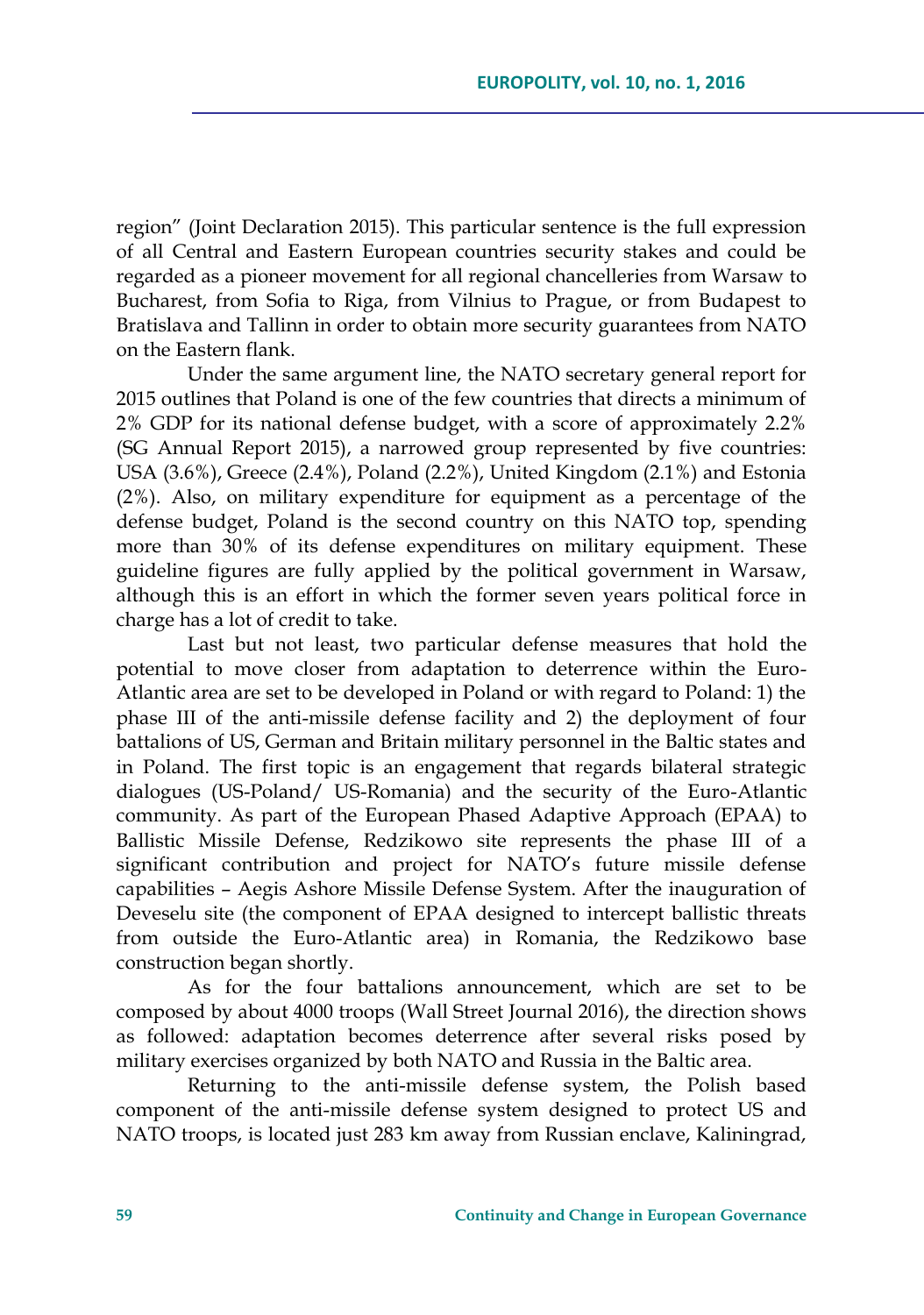region" (Joint Declaration 2015). This particular sentence is the full expression of all Central and Eastern European countries security stakes and could be regarded as a pioneer movement for all regional chancelleries from Warsaw to Bucharest, from Sofia to Riga, from Vilnius to Prague, or from Budapest to Bratislava and Tallinn in order to obtain more security guarantees from NATO on the Eastern flank.

Under the same argument line, the NATO secretary general report for 2015 outlines that Poland is one of the few countries that directs a minimum of 2% GDP for its national defense budget, with a score of approximately 2.2% (SG Annual Report 2015), a narrowed group represented by five countries: USA (3.6%), Greece (2.4%), Poland (2.2%), United Kingdom (2.1%) and Estonia (2%). Also, on military expenditure for equipment as a percentage of the defense budget, Poland is the second country on this NATO top, spending more than 30% of its defense expenditures on military equipment. These guideline figures are fully applied by the political government in Warsaw, although this is an effort in which the former seven years political force in charge has a lot of credit to take.

Last but not least, two particular defense measures that hold the potential to move closer from adaptation to deterrence within the Euro-Atlantic area are set to be developed in Poland or with regard to Poland: 1) the phase III of the anti-missile defense facility and 2) the deployment of four battalions of US, German and Britain military personnel in the Baltic states and in Poland. The first topic is an engagement that regards bilateral strategic dialogues (US-Poland/ US-Romania) and the security of the Euro-Atlantic community. As part of the European Phased Adaptive Approach (EPAA) to Ballistic Missile Defense, Redzikowo site represents the phase III of a significant contribution and project for NATO's future missile defense capabilities – Aegis Ashore Missile Defense System. After the inauguration of Deveselu site (the component of EPAA designed to intercept ballistic threats from outside the Euro-Atlantic area) in Romania, the Redzikowo base construction began shortly.

As for the four battalions announcement, which are set to be composed by about 4000 troops (Wall Street Journal 2016), the direction shows as followed: adaptation becomes deterrence after several risks posed by military exercises organized by both NATO and Russia in the Baltic area.

Returning to the anti-missile defense system, the Polish based component of the anti-missile defense system designed to protect US and NATO troops, is located just 283 km away from Russian enclave, Kaliningrad,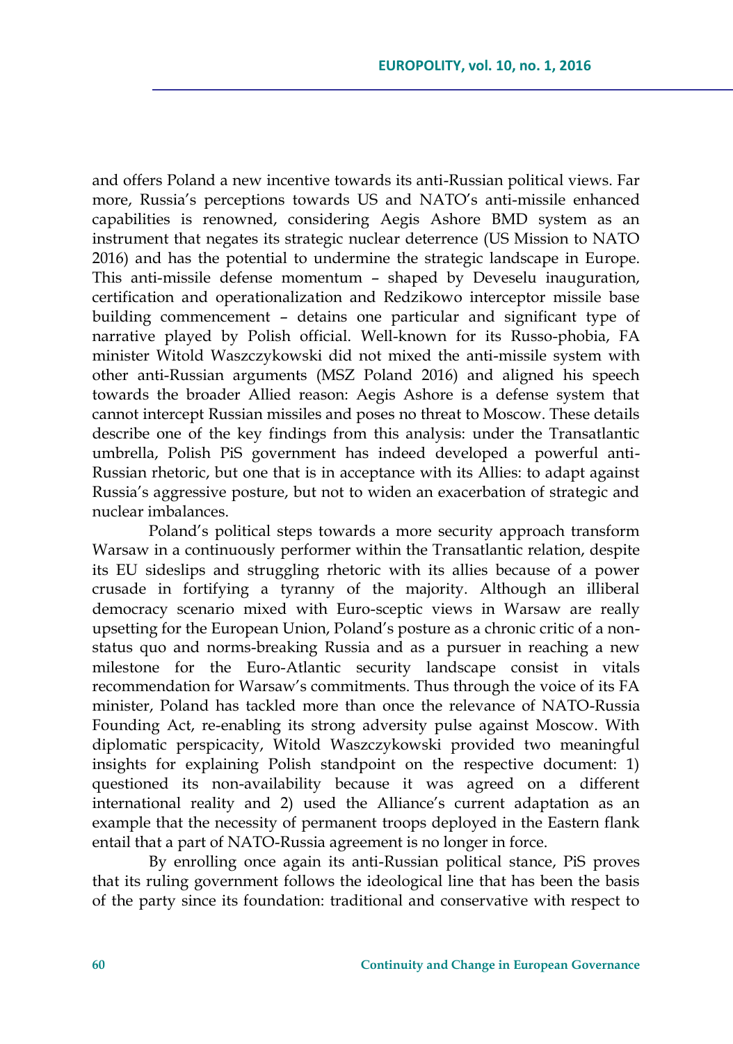and offers Poland a new incentive towards its anti-Russian political views. Far more, Russia's perceptions towards US and NATO's anti-missile enhanced capabilities is renowned, considering Aegis Ashore BMD system as an instrument that negates its strategic nuclear deterrence (US Mission to NATO 2016) and has the potential to undermine the strategic landscape in Europe. This anti-missile defense momentum – shaped by Deveselu inauguration, certification and operationalization and Redzikowo interceptor missile base building commencement – detains one particular and significant type of narrative played by Polish official. Well-known for its Russo-phobia, FA minister Witold Waszczykowski did not mixed the anti-missile system with other anti-Russian arguments (MSZ Poland 2016) and aligned his speech towards the broader Allied reason: Aegis Ashore is a defense system that cannot intercept Russian missiles and poses no threat to Moscow. These details describe one of the key findings from this analysis: under the Transatlantic umbrella, Polish PiS government has indeed developed a powerful anti-Russian rhetoric, but one that is in acceptance with its Allies: to adapt against Russia's aggressive posture, but not to widen an exacerbation of strategic and nuclear imbalances.

Poland's political steps towards a more security approach transform Warsaw in a continuously performer within the Transatlantic relation, despite its EU sideslips and struggling rhetoric with its allies because of a power crusade in fortifying a tyranny of the majority. Although an illiberal democracy scenario mixed with Euro-sceptic views in Warsaw are really upsetting for the European Union, Poland's posture as a chronic critic of a non-status quo and norms-breaking Russia and as a pursuer in reaching a new milestone for the Euro-Atlantic security landscape consist in vitals recommendation for Warsaw's commitments. Thus through the voice of its FA minister, Poland has tackled more than once the relevance of NATO-Russia Founding Act, re-enabling its strong adversity pulse against Moscow. With diplomatic perspicacity, Witold Waszczykowski provided two meaningful insights for explaining Polish standpoint on the respective document: 1) questioned its non-availability because it was agreed on a different international reality and 2) used the Alliance's current adaptation as an example that the necessity of permanent troops deployed in the Eastern flank entail that a part of NATO-Russia agreement is no longer in force.

By enrolling once again its anti-Russian political stance, PiS proves that its ruling government follows the ideological line that has been the basis of the party since its foundation: traditional and conservative with respect to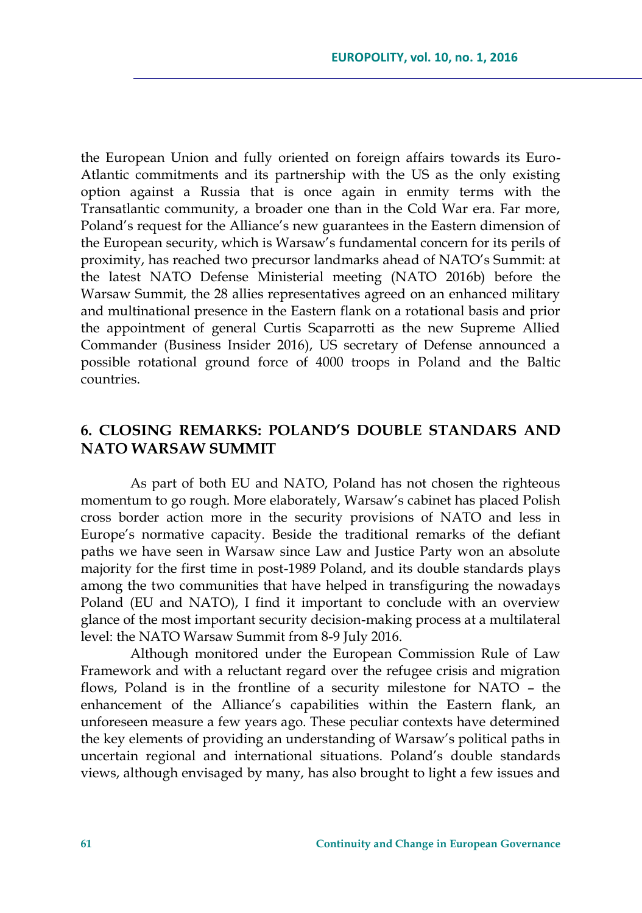the European Union and fully oriented on foreign affairs towards its Euro-Atlantic commitments and its partnership with the US as the only existing option against a Russia that is once again in enmity terms with the Transatlantic community, a broader one than in the Cold War era. Far more, Poland's request for the Alliance's new guarantees in the Eastern dimension of the European security, which is Warsaw's fundamental concern for its perils of proximity, has reached two precursor landmarks ahead of NATO's Summit: at the latest NATO Defense Ministerial meeting (NATO 2016b) before the Warsaw Summit, the 28 allies representatives agreed on an enhanced military and multinational presence in the Eastern flank on a rotational basis and prior the appointment of general Curtis Scaparrotti as the new Supreme Allied Commander (Business Insider 2016), US secretary of Defense announced a possible rotational ground force of 4000 troops in Poland and the Baltic countries.

## 6. CLOSING REMARKS: POLAND'S DOUBLE STANDARS AND NATO WARSAW SUMMIT

As part of both EU and NATO, Poland has not chosen the righteous momentum to go rough. More elaborately, Warsaw's cabinet has placed Polish cross border action more in the security provisions of NATO and less in Europe's normative capacity. Beside the traditional remarks of the defiant paths we have seen in Warsaw since Law and Justice Party won an absolute majority for the first time in post-1989 Poland, and its double standards plays among the two communities that have helped in transfiguring the nowadays Poland (EU and NATO), I find it important to conclude with an overview glance of the most important security decision-making process at a multilateral level: the NATO Warsaw Summit from 8-9 July 2016.

Although monitored under the European Commission Rule of Law Framework and with a reluctant regard over the refugee crisis and migration flows, Poland is in the frontline of a security milestone for NATO – the enhancement of the Alliance's capabilities within the Eastern flank, an unforeseen measure a few years ago. These peculiar contexts have determined the key elements of providing an understanding of Warsaw's political paths in uncertain regional and international situations. Poland's double standards views, although envisaged by many, has also brought to light a few issues and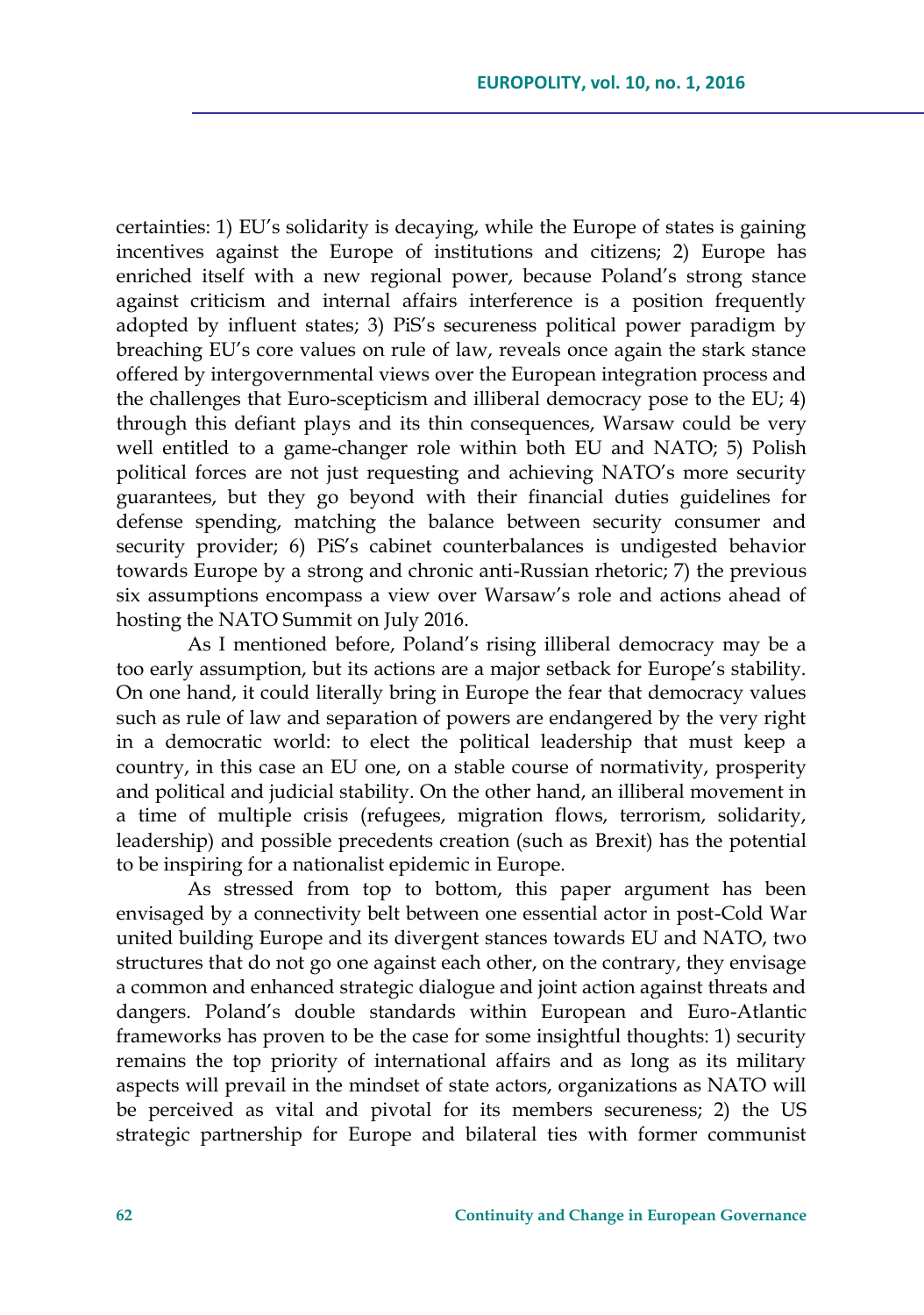certainties: 1) EU's solidarity is decaying, while the Europe of states is gaining incentives against the Europe of institutions and citizens; 2) Europe has enriched itself with a new regional power, because Poland's strong stance against criticism and internal affairs interference is a position frequently adopted by influent states; 3) PiS's secureness political power paradigm by breaching EU's core values on rule of law, reveals once again the stark stance offered by intergovernmental views over the European integration process and the challenges that Euro-scepticism and illiberal democracy pose to the EU; 4) through this defiant plays and its thin consequences, Warsaw could be very well entitled to a game-changer role within both EU and NATO; 5) Polish political forces are not just requesting and achieving NATO's more security guarantees, but they go beyond with their financial duties guidelines for defense spending, matching the balance between security consumer and security provider; 6) PiS's cabinet counterbalances is undigested behavior towards Europe by a strong and chronic anti-Russian rhetoric; 7) the previous six assumptions encompass a view over Warsaw's role and actions ahead of hosting the NATO Summit on July 2016.

As I mentioned before, Poland's rising illiberal democracy may be a too early assumption, but its actions are a major setback for Europe's stability. On one hand, it could literally bring in Europe the fear that democracy values such as rule of law and separation of powers are endangered by the very right in a democratic world: to elect the political leadership that must keep a country, in this case an EU one, on a stable course of normativity, prosperity and political and judicial stability. On the other hand, an illiberal movement in a time of multiple crisis (refugees, migration flows, terrorism, solidarity, leadership) and possible precedents creation (such as Brexit) has the potential to be inspiring for a nationalist epidemic in Europe.

As stressed from top to bottom, this paper argument has been envisaged by a connectivity belt between one essential actor in post-Cold War united building Europe and its divergent stances towards EU and NATO, two structures that do not go one against each other, on the contrary, they envisage a common and enhanced strategic dialogue and joint action against threats and dangers. Poland's double standards within European and Euro-Atlantic frameworks has proven to be the case for some insightful thoughts: 1) security remains the top priority of international affairs and as long as its military aspects will prevail in the mindset of state actors, organizations as NATO will be perceived as vital and pivotal for its members secureness; 2) the US strategic partnership for Europe and bilateral ties with former communist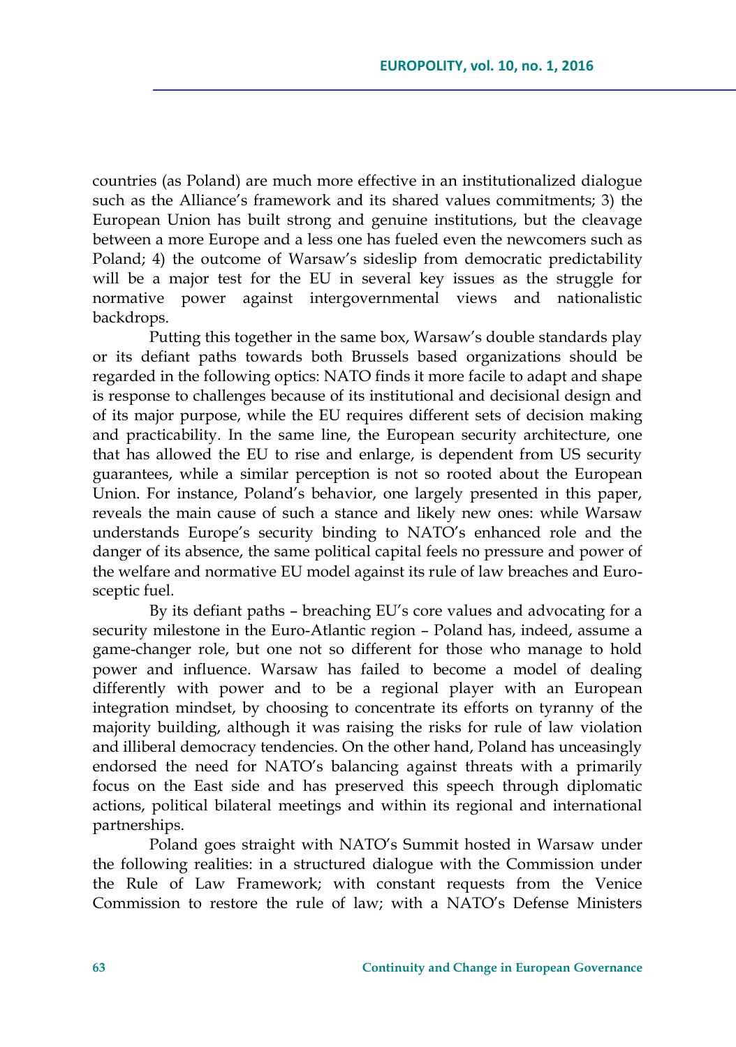countries (as Poland) are much more effective in an institutionalized dialogue such as the Alliance's framework and its shared values commitments; 3) the European Union has built strong and genuine institutions, but the cleavage between a more Europe and a less one has fueled even the newcomers such as Poland; 4) the outcome of Warsaw's sideslip from democratic predictability will be a major test for the EU in several key issues as the struggle for normative power against intergovernmental views and nationalistic backdrops.

Putting this together in the same box, Warsaw's double standards play or its defiant paths towards both Brussels based organizations should be regarded in the following optics: NATO finds it more facile to adapt and shape is response to challenges because of its institutional and decisional design and of its major purpose, while the EU requires different sets of decision making and practicability. In the same line, the European security architecture, one that has allowed the EU to rise and enlarge, is dependent from US security guarantees, while a similar perception is not so rooted about the European Union. For instance, Poland's behavior, one largely presented in this paper, reveals the main cause of such a stance and likely new ones: while Warsaw understands Europe's security binding to NATO's enhanced role and the danger of its absence, the same political capital feels no pressure and power of the welfare and normative EU model against its rule of law breaches and Euro-sceptic fuel.

By its defiant paths – breaching EU's core values and advocating for a security milestone in the Euro-Atlantic region – Poland has, indeed, assume a game-changer role, but one not so different for those who manage to hold power and influence. Warsaw has failed to become a model of dealing differently with power and to be a regional player with an European integration mindset, by choosing to concentrate its efforts on tyranny of the majority building, although it was raising the risks for rule of law violation and illiberal democracy tendencies. On the other hand, Poland has unceasingly endorsed the need for NATO's balancing against threats with a primarily focus on the East side and has preserved this speech through diplomatic actions, political bilateral meetings and within its regional and international partnerships.

Poland goes straight with NATO's Summit hosted in Warsaw under the following realities: in a structured dialogue with the Commission under the Rule of Law Framework; with constant requests from the Venice Commission to restore the rule of law; with a NATO's Defense Ministers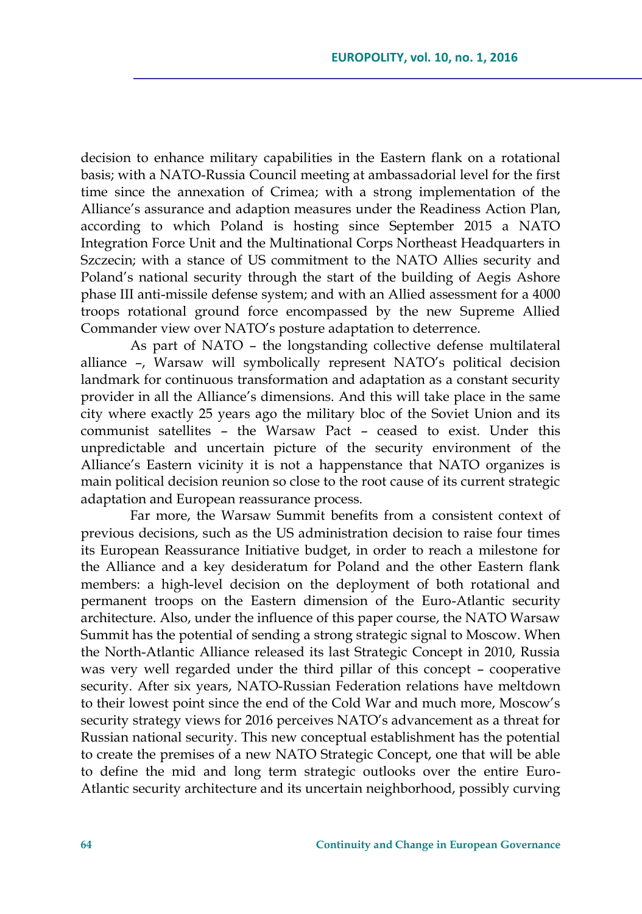decision to enhance military capabilities in the Eastern flank on a rotational basis; with a NATO-Russia Council meeting at ambassadorial level for the first time since the annexation of Crimea; with a strong implementation of the Alliance's assurance and adaption measures under the Readiness Action Plan, according to which Poland is hosting since September 2015 a NATO Integration Force Unit and the Multinational Corps Northeast Headquarters in Szczecin; with a stance of US commitment to the NATO Allies security and Poland's national security through the start of the building of Aegis Ashore phase III anti-missile defense system; and with an Allied assessment for a 4000 troops rotational ground force encompassed by the new Supreme Allied Commander view over NATO's posture adaptation to deterrence.

As part of NATO – the longstanding collective defense multilateral alliance –, Warsaw will symbolically represent NATO's political decision landmark for continuous transformation and adaptation as a constant security provider in all the Alliance's dimensions. And this will take place in the same city where exactly 25 years ago the military bloc of the Soviet Union and its communist satellites – the Warsaw Pact – ceased to exist. Under this unpredictable and uncertain picture of the security environment of the Alliance's Eastern vicinity it is not a happenstance that NATO organizes is main political decision reunion so close to the root cause of its current strategic adaptation and European reassurance process.

Far more, the Warsaw Summit benefits from a consistent context of previous decisions, such as the US administration decision to raise four times its European Reassurance Initiative budget, in order to reach a milestone for the Alliance and a key desideratum for Poland and the other Eastern flank members: a high-level decision on the deployment of both rotational and permanent troops on the Eastern dimension of the Euro-Atlantic security architecture. Also, under the influence of this paper course, the NATO Warsaw Summit has the potential of sending a strong strategic signal to Moscow. When the North-Atlantic Alliance released its last Strategic Concept in 2010, Russia was very well regarded under the third pillar of this concept – cooperative security. After six years, NATO-Russian Federation relations have meltdown to their lowest point since the end of the Cold War and much more, Moscow's security strategy views for 2016 perceives NATO's advancement as a threat for Russian national security. This new conceptual establishment has the potential to create the premises of a new NATO Strategic Concept, one that will be able to define the mid and long term strategic outlooks over the entire Euro-Atlantic security architecture and its uncertain neighborhood, possibly curving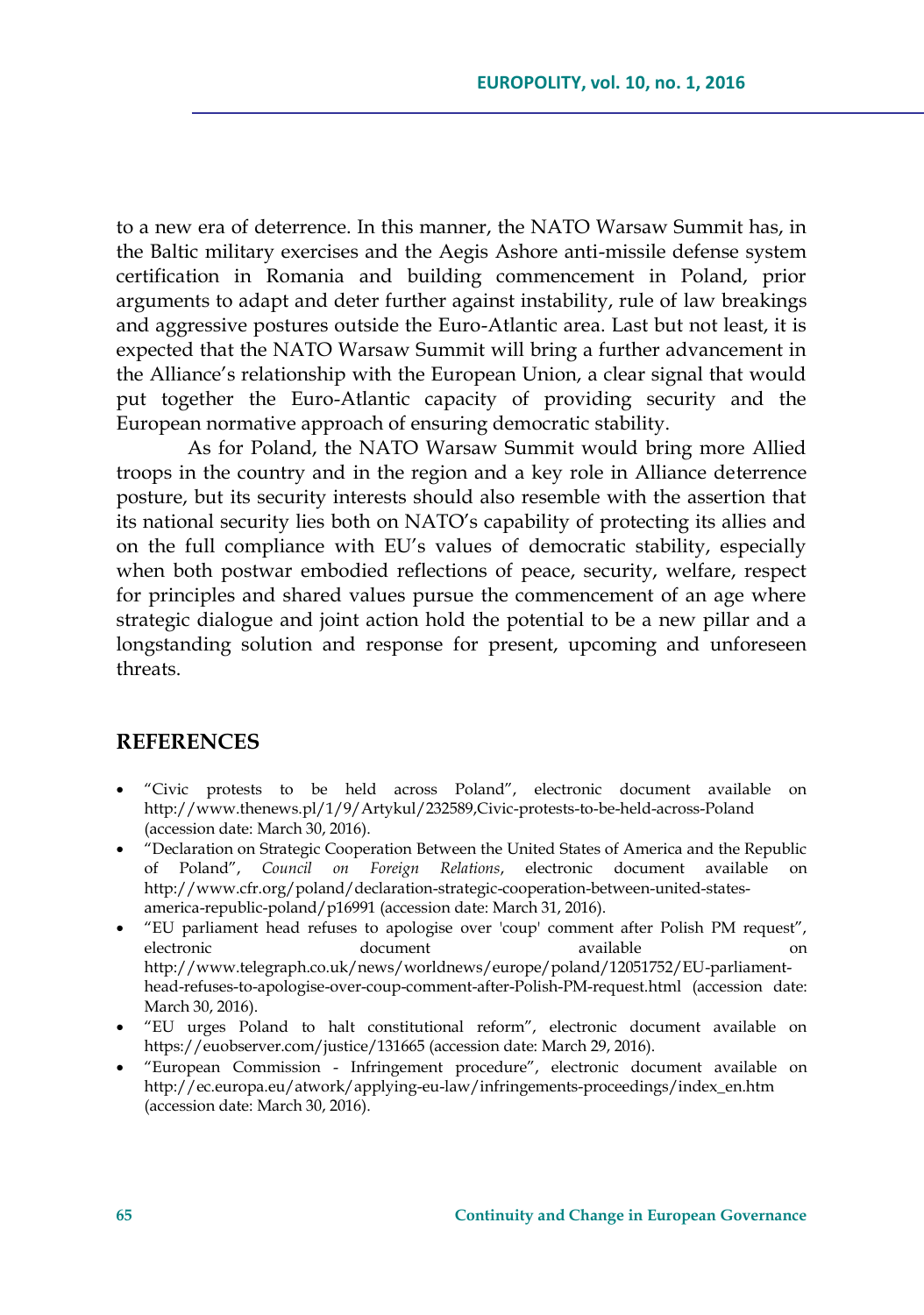to a new era of deterrence. In this manner, the NATO Warsaw Summit has, in the Baltic military exercises and the Aegis Ashore anti-missile defense system certification in Romania and building commencement in Poland, prior arguments to adapt and deter further against instability, rule of law breakings and aggressive postures outside the Euro-Atlantic area. Last but not least, it is expected that the NATO Warsaw Summit will bring a further advancement in the Alliance's relationship with the European Union, a clear signal that would put together the Euro-Atlantic capacity of providing security and the European normative approach of ensuring democratic stability.

As for Poland, the NATO Warsaw Summit would bring more Allied troops in the country and in the region and a key role in Alliance deterrence posture, but its security interests should also resemble with the assertion that its national security lies both on NATO's capability of protecting its allies and on the full compliance with EU's values of democratic stability, especially when both postwar embodied reflections of peace, security, welfare, respect for principles and shared values pursue the commencement of an age where strategic dialogue and joint action hold the potential to be a new pillar and a longstanding solution and response for present, upcoming and unforeseen threats.

## REFERENCES

- "Civic protests to be held across Poland", electronic document available on http://www.thenews.pl/1/9/Artykul/232589,Civic-protests-to-be-held-across-Poland (accession date: March 30, 2016).
- "Declaration on Strategic Cooperation Between the United States of America and the Republic of Poland", *Council on Foreign Relations*, electronic document available on http://www.cfr.org/poland/declaration-strategic-cooperation-between-united-states-america-republic-poland/p16991 (accession date: March 31, 2016).
- "EU parliament head refuses to apologise over 'coup' comment after Polish PM request", electronic document available on http://www.telegraph.co.uk/news/worldnews/europe/poland/12051752/EU-parliament-head-refuses-to-apologise-over-coup-comment-after-Polish-PM-request.html (accession date: March 30, 2016).
- "EU urges Poland to halt constitutional reform", electronic document available on https://euobserver.com/justice/131665 (accession date: March 29, 2016).
- "European Commission - Infringement procedure", electronic document available on http://ec.europa.eu/atwork/applying-eu-law/infringements-proceedings/index_en.htm (accession date: March 30, 2016).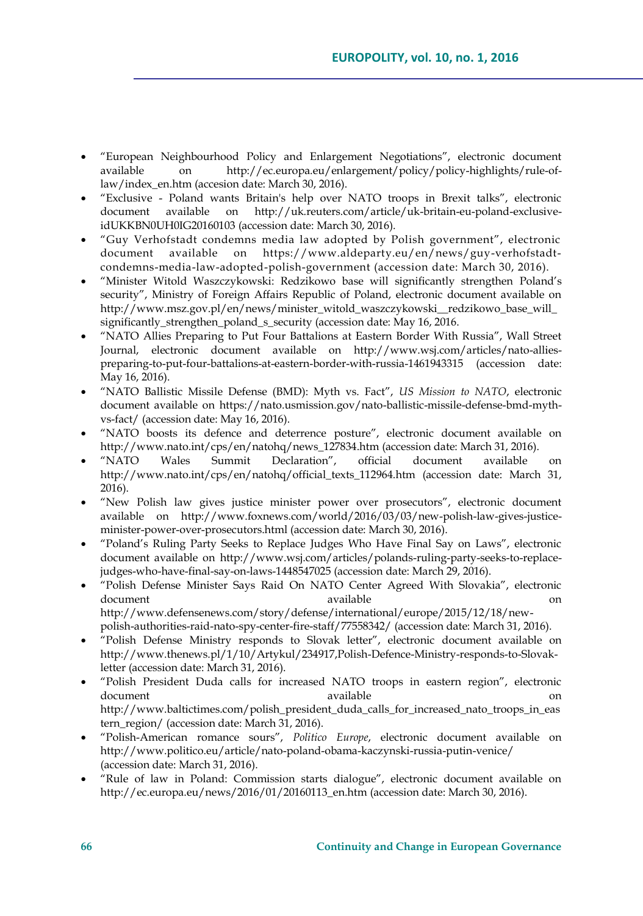- “European Neighbourhood Policy and Enlargement Negotiations”, electronic document available on http://ec.europa.eu/enlargement/policy/policy-highlights/rule-of-law/index_en.htm (accesion date: March 30, 2016).
- “Exclusive - Poland wants Britain's help over NATO troops in Brexit talks”, electronic document available on http://uk.reuters.com/article/uk-britain-eu-poland-exclusive-idUKKBN0UH0IG20160103 (accession date: March 30, 2016).
- “Guy Verhofstadt condemns media law adopted by Polish government”, electronic document available on https://www.aldeparty.eu/en/news/guy-verhofstadt-condemns-media-law-adopted-polish-government (accession date: March 30, 2016).
- “Minister Witold Waszczykowski: Redzikowo base will significantly strengthen Poland’s security”, Ministry of Foreign Affairs Republic of Poland, electronic document available on http://www.msz.gov.pl/en/news/minister_witold_waszczykowski__redzikowo_base_will_significantly_strengthen_poland_s_security (accession date: May 16, 2016.
- “NATO Allies Preparing to Put Four Battalions at Eastern Border With Russia”, Wall Street Journal, electronic document available on http://www.wsj.com/articles/nato-allies-preparing-to-put-four-battalions-at-eastern-border-with-russia-1461943315 (accession date: May 16, 2016).
- “NATO Ballistic Missile Defense (BMD): Myth vs. Fact”, *US Mission to NATO*, electronic document available on https://nato.usmission.gov/nato-ballistic-missile-defense-bmd-myth-vs-fact/ (accession date: May 16, 2016).
- “NATO boosts its defence and deterrence posture”, electronic document available on http://www.nato.int/cps/en/natohq/news_127834.htm (accession date: March 31, 2016).
- “NATO Wales Summit Declaration”, official document available on http://www.nato.int/cps/en/natohq/official_texts_112964.htm (accession date: March 31, 2016).
- “New Polish law gives justice minister power over prosecutors”, electronic document available on http://www.foxnews.com/world/2016/03/03/new-polish-law-gives-justice-minister-power-over-prosecutors.html (accession date: March 30, 2016).
- “Poland’s Ruling Party Seeks to Replace Judges Who Have Final Say on Laws”, electronic document available on http://www.wsj.com/articles/polands-ruling-party-seeks-to-replace-judges-who-have-final-say-on-laws-1448547025 (accession date: March 29, 2016).
- “Polish Defense Minister Says Raid On NATO Center Agreed With Slovakia”, electronic document available on http://www.defensenews.com/story/defense/international/europe/2015/12/18/new-polish-authorities-raid-nato-spy-center-fire-staff/77558342/ (accession date: March 31, 2016).
- “Polish Defense Ministry responds to Slovak letter”, electronic document available on http://www.thenews.pl/1/10/Artykul/234917,Polish-Defence-Ministry-responds-to-Slovak-letter (accession date: March 31, 2016).
- “Polish President Duda calls for increased NATO troops in eastern region”, electronic document available on http://www.baltictimes.com/polish_president_duda_calls_for_increased_nato_troops_in_eastern_region/ (accession date: March 31, 2016).
- “Polish-American romance sours”, *Politico Europe*, electronic document available on http://www.politico.eu/article/nato-poland-obama-kaczynski-russia-putin-venice/ (accession date: March 31, 2016).
- “Rule of law in Poland: Commission starts dialogue”, electronic document available on http://ec.europa.eu/news/2016/01/20160113_en.htm (accession date: March 30, 2016).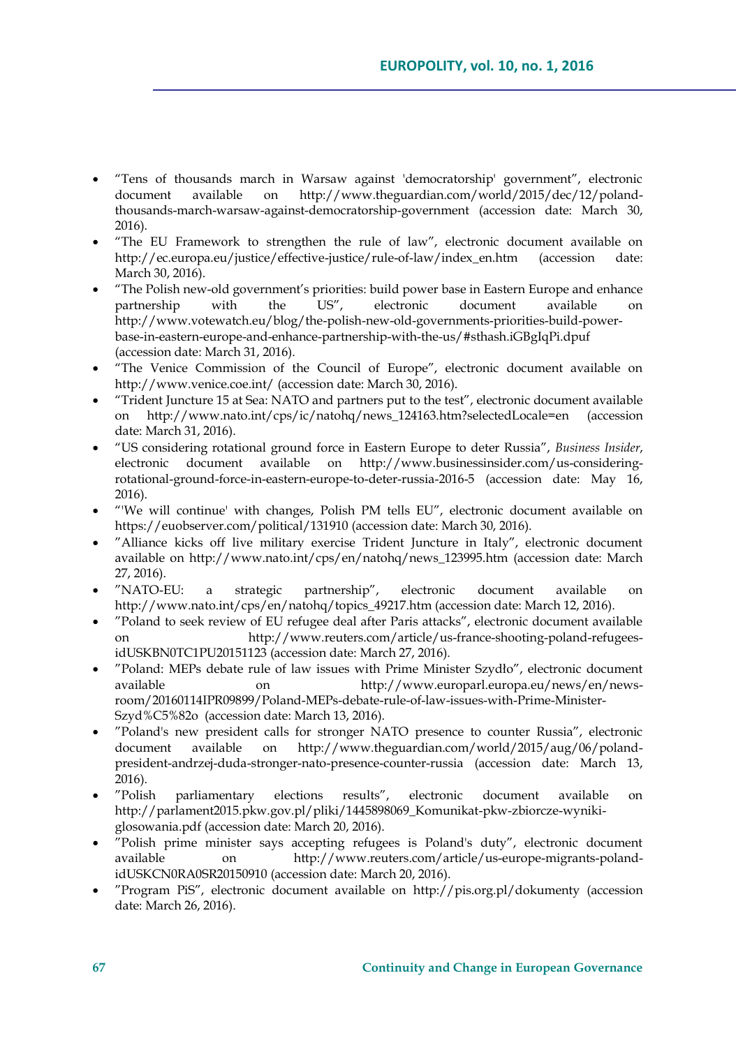- “Tens of thousands march in Warsaw against 'democratorship' government”, electronic document available on http://www.theguardian.com/world/2015/dec/12/poland-thousands-march-warsaw-against-democratorship-government (accession date: March 30, 2016).
- “The EU Framework to strengthen the rule of law”, electronic document available on http://ec.europa.eu/justice/effective-justice/rule-of-law/index_en.htm (accession date: March 30, 2016).
- “The Polish new-old government’s priorities: build power base in Eastern Europe and enhance partnership with the US”, electronic document available on http://www.votewatch.eu/blog/the-polish-new-old-governments-priorities-build-power-base-in-eastern-europe-and-enhance-partnership-with-the-us/#sthash.iGBgIqPi.dpuf (accession date: March 31, 2016).
- “The Venice Commission of the Council of Europe”, electronic document available on http://www.venice.coe.int/ (accession date: March 30, 2016).
- “Trident Juncture 15 at Sea: NATO and partners put to the test”, electronic document available on http://www.nato.int/cps/ic/natohq/news_124163.htm?selectedLocale=en (accession date: March 31, 2016).
- “US considering rotational ground force in Eastern Europe to deter Russia”, *Business Insider*, electronic document available on http://www.businessinsider.com/us-considering-rotational-ground-force-in-eastern-europe-to-deter-russia-2016-5 (accession date: May 16, 2016).
- “'We will continue' with changes, Polish PM tells EU”, electronic document available on https://euobserver.com/political/131910 (accession date: March 30, 2016).
- ”Alliance kicks off live military exercise Trident Juncture in Italy”, electronic document available on http://www.nato.int/cps/en/natohq/news_123995.htm (accession date: March 27, 2016).
- ”NATO-EU: a strategic partnership”, electronic document available on http://www.nato.int/cps/en/natohq/topics_49217.htm (accession date: March 12, 2016).
- ”Poland to seek review of EU refugee deal after Paris attacks”, electronic document available on http://www.reuters.com/article/us-france-shooting-poland-refugees-idUSKBN0TC1PU20151123 (accession date: March 27, 2016).
- ”Poland: MEPs debate rule of law issues with Prime Minister Szydło”, electronic document available on http://www.europarl.europa.eu/news/en/news-room/20160114IPR09899/Poland-MEPs-debate-rule-of-law-issues-with-Prime-Minister-Szyd%C5%82o (accession date: March 13, 2016).
- ”Poland's new president calls for stronger NATO presence to counter Russia”, electronic document available on http://www.theguardian.com/world/2015/aug/06/poland-president-andrzej-duda-stronger-nato-presence-counter-russia (accession date: March 13, 2016).
- ”Polish parliamentary elections results”, electronic document available on http://parlament2015.pkw.gov.pl/pliki/1445898069_Komunikat-pkw-zbiorcze-wyniki-glosowania.pdf (accession date: March 20, 2016).
- ”Polish prime minister says accepting refugees is Poland's duty”, electronic document available on http://www.reuters.com/article/us-europe-migrants-poland-idUSKCN0RA0SR20150910 (accession date: March 20, 2016).
- ”Program PiS”, electronic document available on http://pis.org.pl/dokumenty (accession date: March 26, 2016).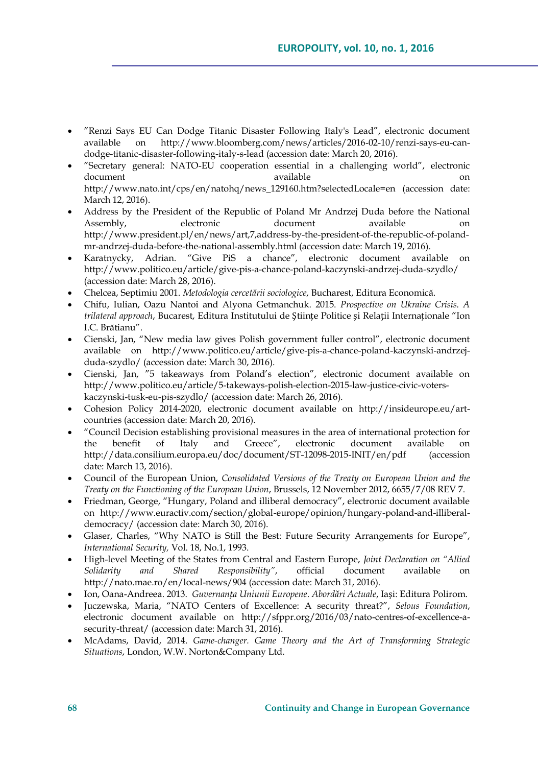- ”Renzi Says EU Can Dodge Titanic Disaster Following Italy's Lead”, electronic document available on http://www.bloomberg.com/news/articles/2016-02-10/renzi-says-eu-can-dodge-titanic-disaster-following-italy-s-lead (accession date: March 20, 2016).
- ”Secretary general: NATO-EU cooperation essential in a challenging world”, electronic document available on http://www.nato.int/cps/en/natohq/news_129160.htm?selectedLocale=en (accession date: March 12, 2016).
- Address by the President of the Republic of Poland Mr Andrzej Duda before the National Assembly, electronic document available on http://www.president.pl/en/news/art,7,address-by-the-president-of-the-republic-of-poland-mr-andrzej-duda-before-the-national-assembly.html (accession date: March 19, 2016).
- Karatnycky, Adrian. “Give PiS a chance”, electronic document available on http://www.politico.eu/article/give-pis-a-chance-poland-kaczynski-andrzej-duda-szydlo/ (accession date: March 28, 2016).
- Chelcea, Septimiu 2001. *Metodologia cercetării sociologice*, Bucharest, Editura Economică.
- Chifu, Iulian, Oazu Nantoi and Alyona Getmanchuk. 2015. *Prospective on Ukraine Crisis. A trilateral approach*, Bucarest, Editura Institutului de Științe Politice și Relații Internaționale “Ion I.C. Brătianu”.
- Cienski, Jan, “New media law gives Polish government fuller control”, electronic document available on http://www.politico.eu/article/give-pis-a-chance-poland-kaczynski-andrzej-duda-szydlo/ (accession date: March 30, 2016).
- Cienski, Jan, ”5 takeaways from Poland’s election”, electronic document available on http://www.politico.eu/article/5-takeways-polish-election-2015-law-justice-civic-voters-kaczynski-tusk-eu-pis-szydlo/ (accession date: March 26, 2016).
- Cohesion Policy 2014-2020, electronic document available on http://insideurope.eu/art-countries (accession date: March 20, 2016).
- “Council Decision establishing provisional measures in the area of international protection for the benefit of Italy and Greece”, electronic document available on http://data.consilium.europa.eu/doc/document/ST-12098-2015-INIT/en/pdf (accession date: March 13, 2016).
- Council of the European Union, *Consolidated Versions of the Treaty on European Union and the Treaty on the Functioning of the European Union*, Brussels, 12 November 2012, 6655/7/08 REV 7.
- Friedman, George, “Hungary, Poland and illiberal democracy”, electronic document available on http://www.euractiv.com/section/global-europe/opinion/hungary-poland-and-illiberal-democracy/ (accession date: March 30, 2016).
- Glaser, Charles, “Why NATO is Still the Best: Future Security Arrangements for Europe”, *International Security,* Vol. 18, No.1, 1993.
- High-level Meeting of the States from Central and Eastern Europe, *Joint Declaration on “Allied Solidarity and Shared Responsibility”*, official document available on http://nato.mae.ro/en/local-news/904 (accession date: March 31, 2016).
- Ion, Oana-Andreea. 2013. *Guvernanța Uniunii Europene*. *Abordări Actuale*, Iași: Editura Polirom.
- Juczewska, Maria, “NATO Centers of Excellence: A security threat?”, *Selous Foundation*, electronic document available on http://sfppr.org/2016/03/nato-centres-of-excellence-a-security-threat/ (accession date: March 31, 2016).
- McAdams, David, 2014. *Game-changer. Game Theory and the Art of Transforming Strategic Situations*, London, W.W. Norton&Company Ltd.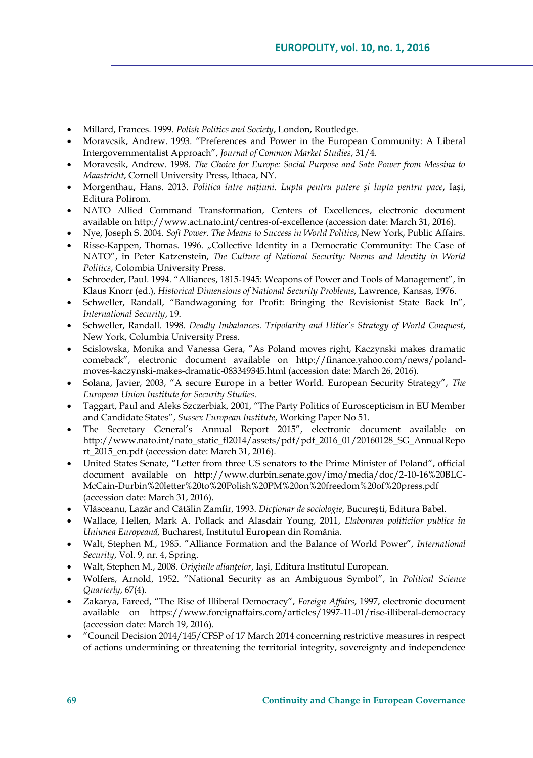- Millard, Frances. 1999. *Polish Politics and Society*, London, Routledge.
- Moravcsik, Andrew. 1993. "Preferences and Power in the European Community: A Liberal Intergovernmentalist Approach", *Journal of Common Market Studies*, 31/4.
- Moravcsik, Andrew. 1998. *The Choice for Europe: Social Purpose and Sate Power from Messina to Maastricht*, Cornell University Press, Ithaca, NY.
- Morgenthau, Hans. 2013. *Politica între națiuni. Lupta pentru putere și lupta pentru pace*, Iași, Editura Polirom.
- NATO Allied Command Transformation, Centers of Excellences, electronic document available on http://www.act.nato.int/centres-of-excellence (accession date: March 31, 2016).
- Nye, Joseph S. 2004. *Soft Power. The Means to Success in World Politics*, New York, Public Affairs.
- Risse-Kappen, Thomas. 1996. „Collective Identity in a Democratic Community: The Case of NATO", în Peter Katzenstein, *The Culture of National Security: Norms and Identity in World Politics*, Colombia University Press.
- Schroeder, Paul. 1994. "Alliances, 1815-1945: Weapons of Power and Tools of Management", în Klaus Knorr (ed.), *Historical Dimensions of National Security Problems*, Lawrence, Kansas, 1976.
- Schweller, Randall, "Bandwagoning for Profit: Bringing the Revisionist State Back In", *International Security*, 19.
- Schweller, Randall. 1998. *Deadly Imbalances. Tripolarity and Hitler's Strategy of World Conquest*, New York, Columbia University Press.
- Scislowska, Monika and Vanessa Gera, "As Poland moves right, Kaczynski makes dramatic comeback", electronic document available on http://finance.yahoo.com/news/poland-moves-kaczynski-makes-dramatic-083349345.html (accession date: March 26, 2016).
- Solana, Javier, 2003, "A secure Europe in a better World. European Security Strategy", *The European Union Institute for Security Studies*.
- Taggart, Paul and Aleks Szczerbiak, 2001, "The Party Politics of Euroscepticism in EU Member and Candidate States", *Sussex European Institute*, Working Paper No 51.
- The Secretary General's Annual Report 2015", electronic document available on http://www.nato.int/nato_static_fl2014/assets/pdf/pdf_2016_01/20160128_SG_AnnualReport_2015_en.pdf (accession date: March 31, 2016).
- United States Senate, "Letter from three US senators to the Prime Minister of Poland", official document available on http://www.durbin.senate.gov/imo/media/doc/2-10-16%20BLC-McCain-Durbin%20letter%20to%20Polish%20PM%20on%20freedom%20of%20press.pdf (accession date: March 31, 2016).
- Vlăsceanu, Lazăr and Cătălin Zamfir, 1993. *Dicționar de sociologie*, București, Editura Babel.
- Wallace, Hellen, Mark A. Pollack and Alasdair Young, 2011, *Elaborarea politicilor publice în Uniunea Europeană*, Bucharest, Institutul European din România.
- Walt, Stephen M., 1985. "Alliance Formation and the Balance of World Power", *International Security*, Vol. 9, nr. 4, Spring.
- Walt, Stephen M., 2008. *Originile alianțelor*, Iași, Editura Institutul European.
- Wolfers, Arnold, 1952. "National Security as an Ambiguous Symbol", în *Political Science Quarterly*, 67(4).
- Zakarya, Fareed, "The Rise of Illiberal Democracy", *Foreign Affairs*, 1997, electronic document available on https://www.foreignaffairs.com/articles/1997-11-01/rise-illiberal-democracy (accession date: March 19, 2016).
- "Council Decision 2014/145/CFSP of 17 March 2014 concerning restrictive measures in respect of actions undermining or threatening the territorial integrity, sovereignty and independence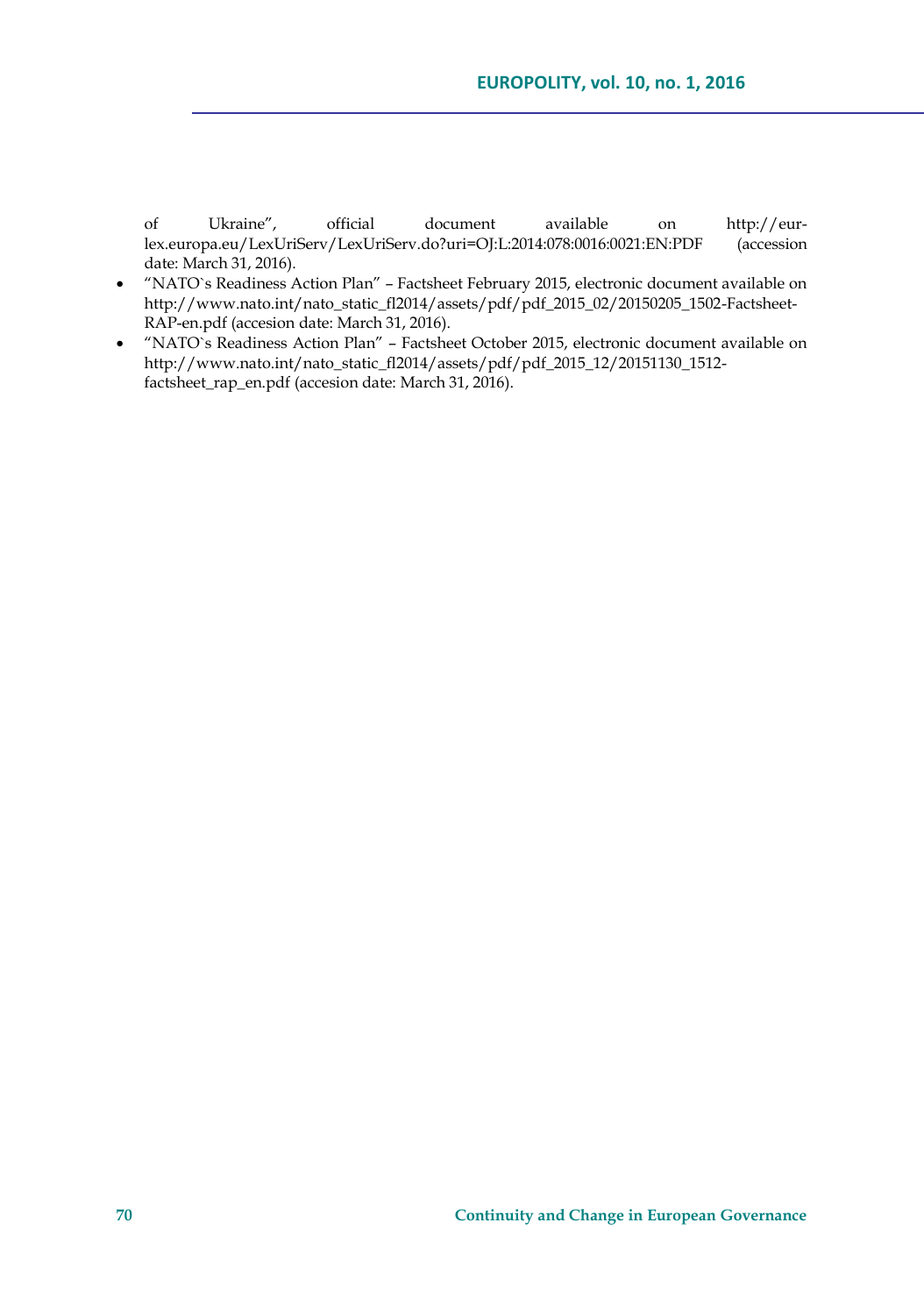of Ukraine", official document available on http://eur-lex.europa.eu/LexUriServ/LexUriServ.do?uri=OJ:L:2014:078:0016:0021:EN:PDF (accession date: March 31, 2016).

- "NATO`s Readiness Action Plan" – Factsheet February 2015, electronic document available on http://www.nato.int/nato_static_fl2014/assets/pdf/pdf_2015_02/20150205_1502-Factsheet-RAP-en.pdf (accesion date: March 31, 2016).
- "NATO`s Readiness Action Plan" – Factsheet October 2015, electronic document available on http://www.nato.int/nato_static_fl2014/assets/pdf/pdf_2015_12/20151130_1512-factsheet_rap_en.pdf (accesion date: March 31, 2016).